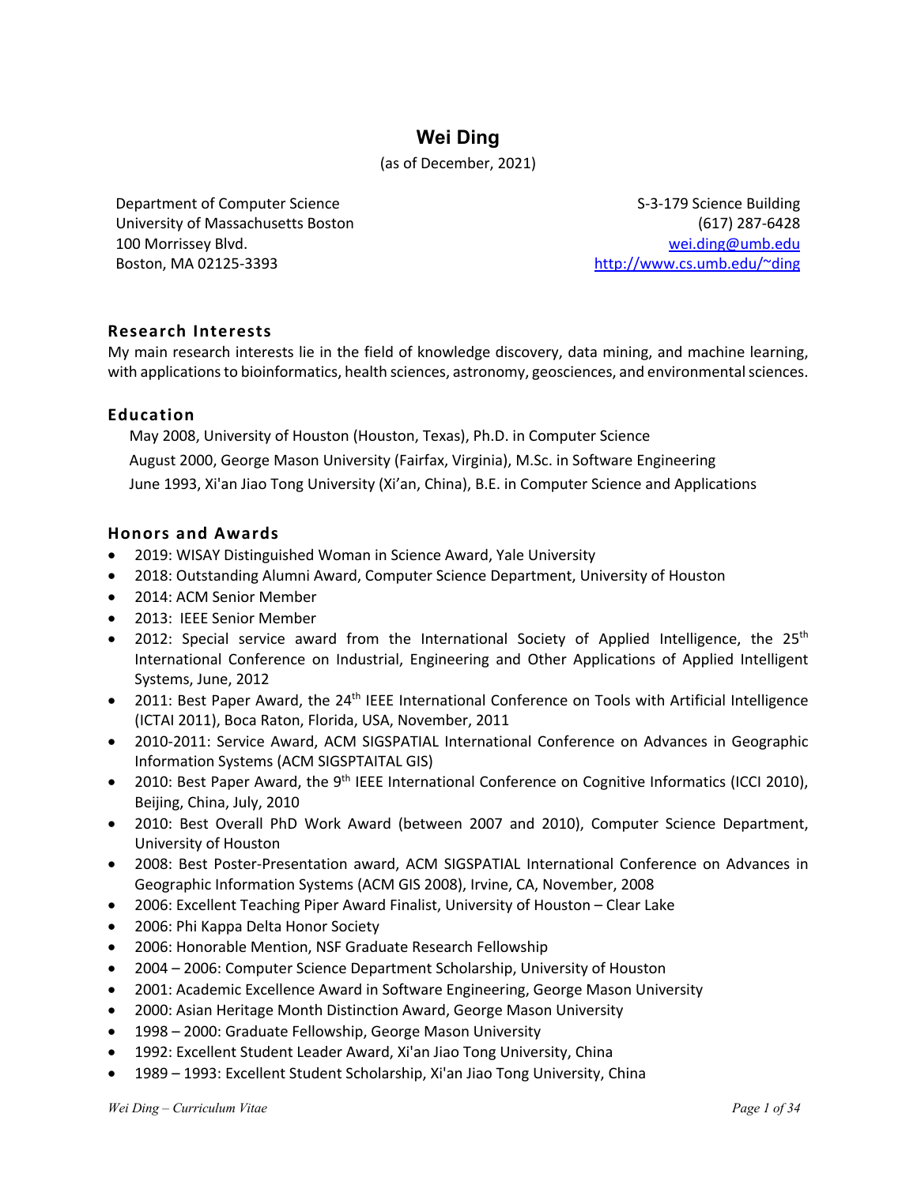# Wei Ding

(as of December, 2021)

Department of Computer Science
University of Massachusetts Boston
100 Morrissey Blvd.
Boston, MA 02125-3393

S-3-179 Science Building
(617) 287-6428
wei.ding@umb.edu
http://www.cs.umb.edu/~ding

## Research Interests

My main research interests lie in the field of knowledge discovery, data mining, and machine learning, with applications to bioinformatics, health sciences, astronomy, geosciences, and environmental sciences.

## Education

May 2008, University of Houston (Houston, Texas), Ph.D. in Computer Science

August 2000, George Mason University (Fairfax, Virginia), M.Sc. in Software Engineering

June 1993, Xi'an Jiao Tong University (Xi'an, China), B.E. in Computer Science and Applications

## Honors and Awards

- 2019: WISAY Distinguished Woman in Science Award, Yale University
- 2018: Outstanding Alumni Award, Computer Science Department, University of Houston
- 2014: ACM Senior Member
- 2013: IEEE Senior Member
- 2012: Special service award from the International Society of Applied Intelligence, the 25th International Conference on Industrial, Engineering and Other Applications of Applied Intelligent Systems, June, 2012
- 2011: Best Paper Award, the 24th IEEE International Conference on Tools with Artificial Intelligence (ICTAI 2011), Boca Raton, Florida, USA, November, 2011
- 2010-2011: Service Award, ACM SIGSPATIAL International Conference on Advances in Geographic Information Systems (ACM SIGSPTAITAL GIS)
- 2010: Best Paper Award, the 9th IEEE International Conference on Cognitive Informatics (ICCI 2010), Beijing, China, July, 2010
- 2010: Best Overall PhD Work Award (between 2007 and 2010), Computer Science Department, University of Houston
- 2008: Best Poster-Presentation award, ACM SIGSPATIAL International Conference on Advances in Geographic Information Systems (ACM GIS 2008), Irvine, CA, November, 2008
- 2006: Excellent Teaching Piper Award Finalist, University of Houston – Clear Lake
- 2006: Phi Kappa Delta Honor Society
- 2006: Honorable Mention, NSF Graduate Research Fellowship
- 2004 – 2006: Computer Science Department Scholarship, University of Houston
- 2001: Academic Excellence Award in Software Engineering, George Mason University
- 2000: Asian Heritage Month Distinction Award, George Mason University
- 1998 – 2000: Graduate Fellowship, George Mason University
- 1992: Excellent Student Leader Award, Xi'an Jiao Tong University, China
- 1989 – 1993: Excellent Student Scholarship, Xi'an Jiao Tong University, China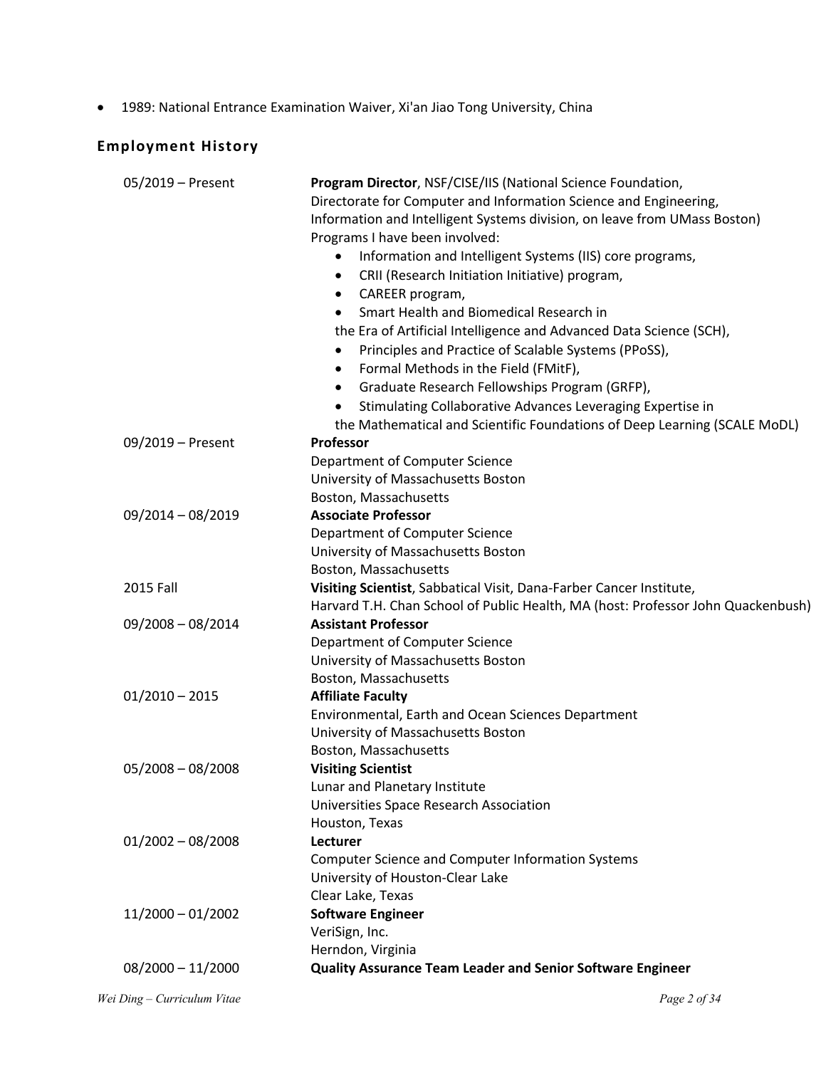- 1989: National Entrance Examination Waiver, Xi'an Jiao Tong University, China

## Employment History

05/2019 – Present — **Program Director**, NSF/CISE/IIS (National Science Foundation, Directorate for Computer and Information Science and Engineering, Information and Intelligent Systems division, on leave from UMass Boston)
Programs I have been involved:

- Information and Intelligent Systems (IIS) core programs,
- CRII (Research Initiation Initiative) program,
- CAREER program,
- Smart Health and Biomedical Research in the Era of Artificial Intelligence and Advanced Data Science (SCH),
- Principles and Practice of Scalable Systems (PPoSS),
- Formal Methods in the Field (FMitF),
- Graduate Research Fellowships Program (GRFP),
- Stimulating Collaborative Advances Leveraging Expertise in the Mathematical and Scientific Foundations of Deep Learning (SCALE MoDL)

09/2019 – Present — **Professor**
Department of Computer Science
University of Massachusetts Boston
Boston, Massachusetts

09/2014 – 08/2019 — **Associate Professor**
Department of Computer Science
University of Massachusetts Boston
Boston, Massachusetts

2015 Fall — **Visiting Scientist**, Sabbatical Visit, Dana-Farber Cancer Institute, Harvard T.H. Chan School of Public Health, MA (host: Professor John Quackenbush)

09/2008 – 08/2014 — **Assistant Professor**
Department of Computer Science
University of Massachusetts Boston
Boston, Massachusetts

01/2010 – 2015 — **Affiliate Faculty**
Environmental, Earth and Ocean Sciences Department
University of Massachusetts Boston
Boston, Massachusetts

05/2008 – 08/2008 — **Visiting Scientist**
Lunar and Planetary Institute
Universities Space Research Association
Houston, Texas

01/2002 – 08/2008 — **Lecturer**
Computer Science and Computer Information Systems
University of Houston-Clear Lake
Clear Lake, Texas

11/2000 – 01/2002 — **Software Engineer**
VeriSign, Inc.
Herndon, Virginia

08/2000 – 11/2000 — **Quality Assurance Team Leader and Senior Software Engineer**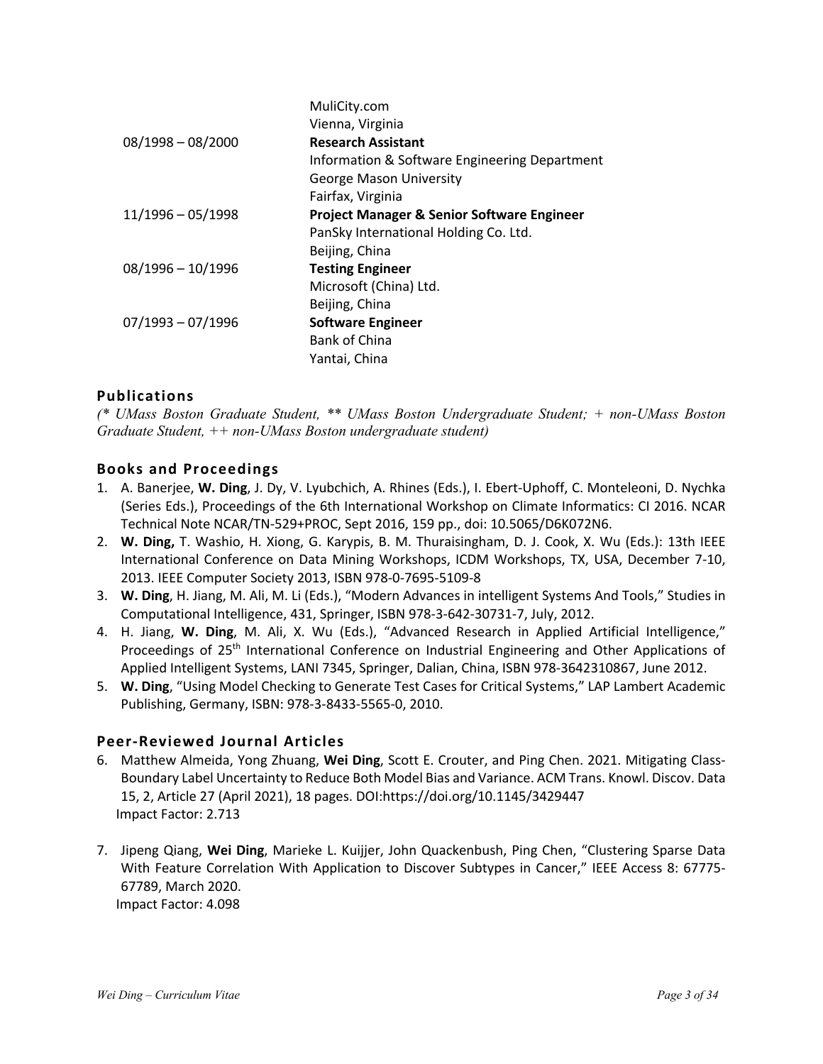| | |
|---|---|
| | MuliCity.com<br>Vienna, Virginia |
| 08/1998 – 08/2000 | **Research Assistant**<br>Information & Software Engineering Department<br>George Mason University<br>Fairfax, Virginia |
| 11/1996 – 05/1998 | **Project Manager & Senior Software Engineer**<br>PanSky International Holding Co. Ltd.<br>Beijing, China |
| 08/1996 – 10/1996 | **Testing Engineer**<br>Microsoft (China) Ltd.<br>Beijing, China |
| 07/1993 – 07/1996 | **Software Engineer**<br>Bank of China<br>Yantai, China |

## Publications

*(* UMass Boston Graduate Student, ** UMass Boston Undergraduate Student; + non-UMass Boston Graduate Student, ++ non-UMass Boston undergraduate student)*

### Books and Proceedings

1. A. Banerjee, **W. Ding**, J. Dy, V. Lyubchich, A. Rhines (Eds.), I. Ebert-Uphoff, C. Monteleoni, D. Nychka (Series Eds.), Proceedings of the 6th International Workshop on Climate Informatics: CI 2016. NCAR Technical Note NCAR/TN-529+PROC, Sept 2016, 159 pp., doi: 10.5065/D6K072N6.
2. **W. Ding,** T. Washio, H. Xiong, G. Karypis, B. M. Thuraisingham, D. J. Cook, X. Wu (Eds.): 13th IEEE International Conference on Data Mining Workshops, ICDM Workshops, TX, USA, December 7-10, 2013. IEEE Computer Society 2013, ISBN 978-0-7695-5109-8
3. **W. Ding**, H. Jiang, M. Ali, M. Li (Eds.), "Modern Advances in intelligent Systems And Tools," Studies in Computational Intelligence, 431, Springer, ISBN 978-3-642-30731-7, July, 2012.
4. H. Jiang, **W. Ding**, M. Ali, X. Wu (Eds.), "Advanced Research in Applied Artificial Intelligence," Proceedings of 25th International Conference on Industrial Engineering and Other Applications of Applied Intelligent Systems, LANI 7345, Springer, Dalian, China, ISBN 978-3642310867, June 2012.
5. **W. Ding**, "Using Model Checking to Generate Test Cases for Critical Systems," LAP Lambert Academic Publishing, Germany, ISBN: 978-3-8433-5565-0, 2010.

### Peer-Reviewed Journal Articles

6. Matthew Almeida, Yong Zhuang, **Wei Ding**, Scott E. Crouter, and Ping Chen. 2021. Mitigating Class-Boundary Label Uncertainty to Reduce Both Model Bias and Variance. ACM Trans. Knowl. Discov. Data 15, 2, Article 27 (April 2021), 18 pages. DOI:https://doi.org/10.1145/3429447
   Impact Factor: 2.713

7. Jipeng Qiang, **Wei Ding**, Marieke L. Kuijjer, John Quackenbush, Ping Chen, "Clustering Sparse Data With Feature Correlation With Application to Discover Subtypes in Cancer," IEEE Access 8: 67775-67789, March 2020.
   Impact Factor: 4.098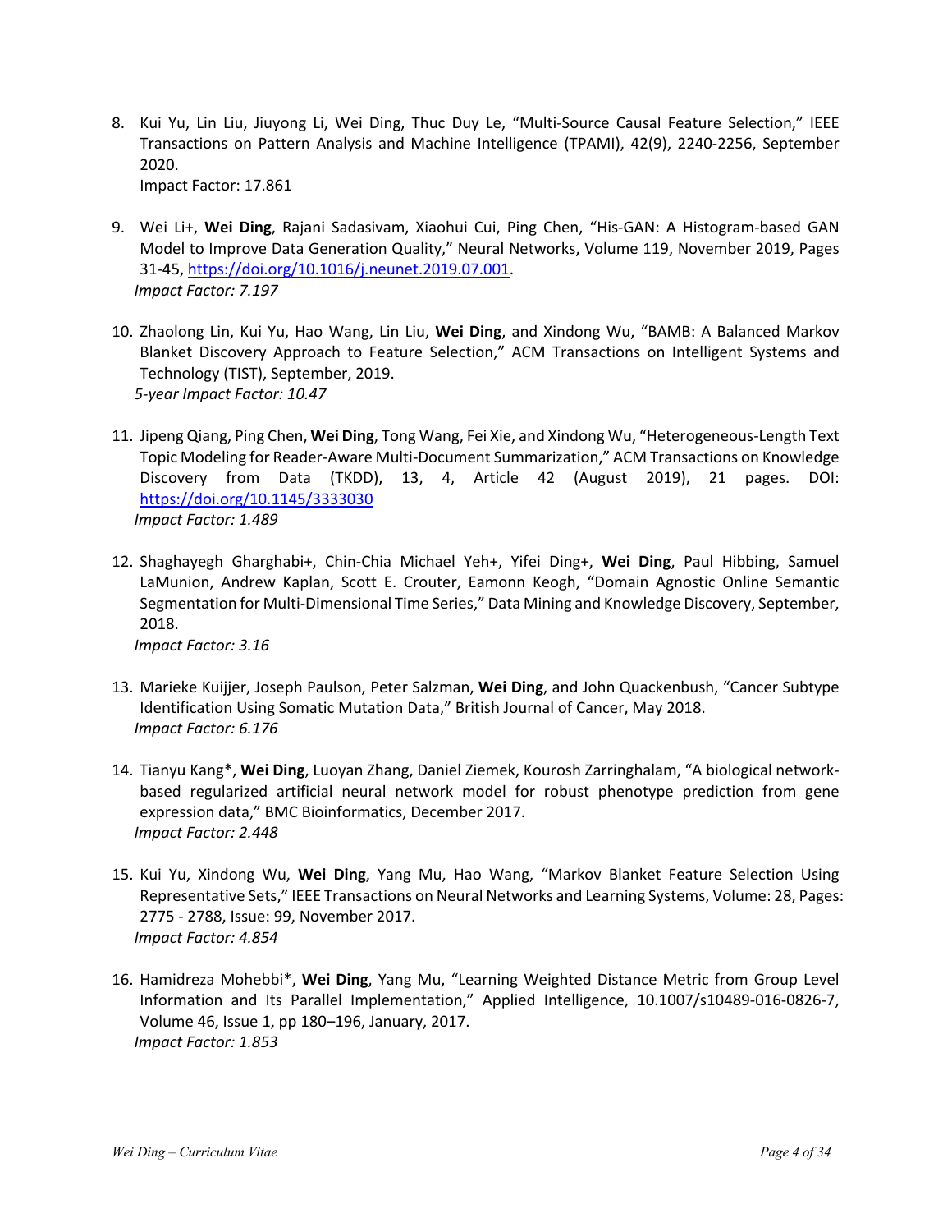8. Kui Yu, Lin Liu, Jiuyong Li, Wei Ding, Thuc Duy Le, "Multi-Source Causal Feature Selection," IEEE Transactions on Pattern Analysis and Machine Intelligence (TPAMI), 42(9), 2240-2256, September 2020.
   Impact Factor: 17.861

9. Wei Li+, **Wei Ding**, Rajani Sadasivam, Xiaohui Cui, Ping Chen, "His-GAN: A Histogram-based GAN Model to Improve Data Generation Quality," Neural Networks, Volume 119, November 2019, Pages 31-45, https://doi.org/10.1016/j.neunet.2019.07.001.
   *Impact Factor: 7.197*

10. Zhaolong Lin, Kui Yu, Hao Wang, Lin Liu, **Wei Ding**, and Xindong Wu, "BAMB: A Balanced Markov Blanket Discovery Approach to Feature Selection," ACM Transactions on Intelligent Systems and Technology (TIST), September, 2019.
    *5-year Impact Factor: 10.47*

11. Jipeng Qiang, Ping Chen, **Wei Ding**, Tong Wang, Fei Xie, and Xindong Wu, "Heterogeneous-Length Text Topic Modeling for Reader-Aware Multi-Document Summarization," ACM Transactions on Knowledge Discovery from Data (TKDD), 13, 4, Article 42 (August 2019), 21 pages. DOI: https://doi.org/10.1145/3333030
    *Impact Factor: 1.489*

12. Shaghayegh Gharghabi+, Chin-Chia Michael Yeh+, Yifei Ding+, **Wei Ding**, Paul Hibbing, Samuel LaMunion, Andrew Kaplan, Scott E. Crouter, Eamonn Keogh, "Domain Agnostic Online Semantic Segmentation for Multi-Dimensional Time Series," Data Mining and Knowledge Discovery, September, 2018.
    *Impact Factor: 3.16*

13. Marieke Kuijjer, Joseph Paulson, Peter Salzman, **Wei Ding**, and John Quackenbush, "Cancer Subtype Identification Using Somatic Mutation Data," British Journal of Cancer, May 2018.
    *Impact Factor: 6.176*

14. Tianyu Kang*, **Wei Ding**, Luoyan Zhang, Daniel Ziemek, Kourosh Zarringhalam, "A biological network-based regularized artificial neural network model for robust phenotype prediction from gene expression data," BMC Bioinformatics, December 2017.
    *Impact Factor: 2.448*

15. Kui Yu, Xindong Wu, **Wei Ding**, Yang Mu, Hao Wang, "Markov Blanket Feature Selection Using Representative Sets," IEEE Transactions on Neural Networks and Learning Systems, Volume: 28, Pages: 2775 - 2788, Issue: 99, November 2017.
    *Impact Factor: 4.854*

16. Hamidreza Mohebbi*, **Wei Ding**, Yang Mu, "Learning Weighted Distance Metric from Group Level Information and Its Parallel Implementation," Applied Intelligence, 10.1007/s10489-016-0826-7, Volume 46, Issue 1, pp 180–196, January, 2017.
    *Impact Factor: 1.853*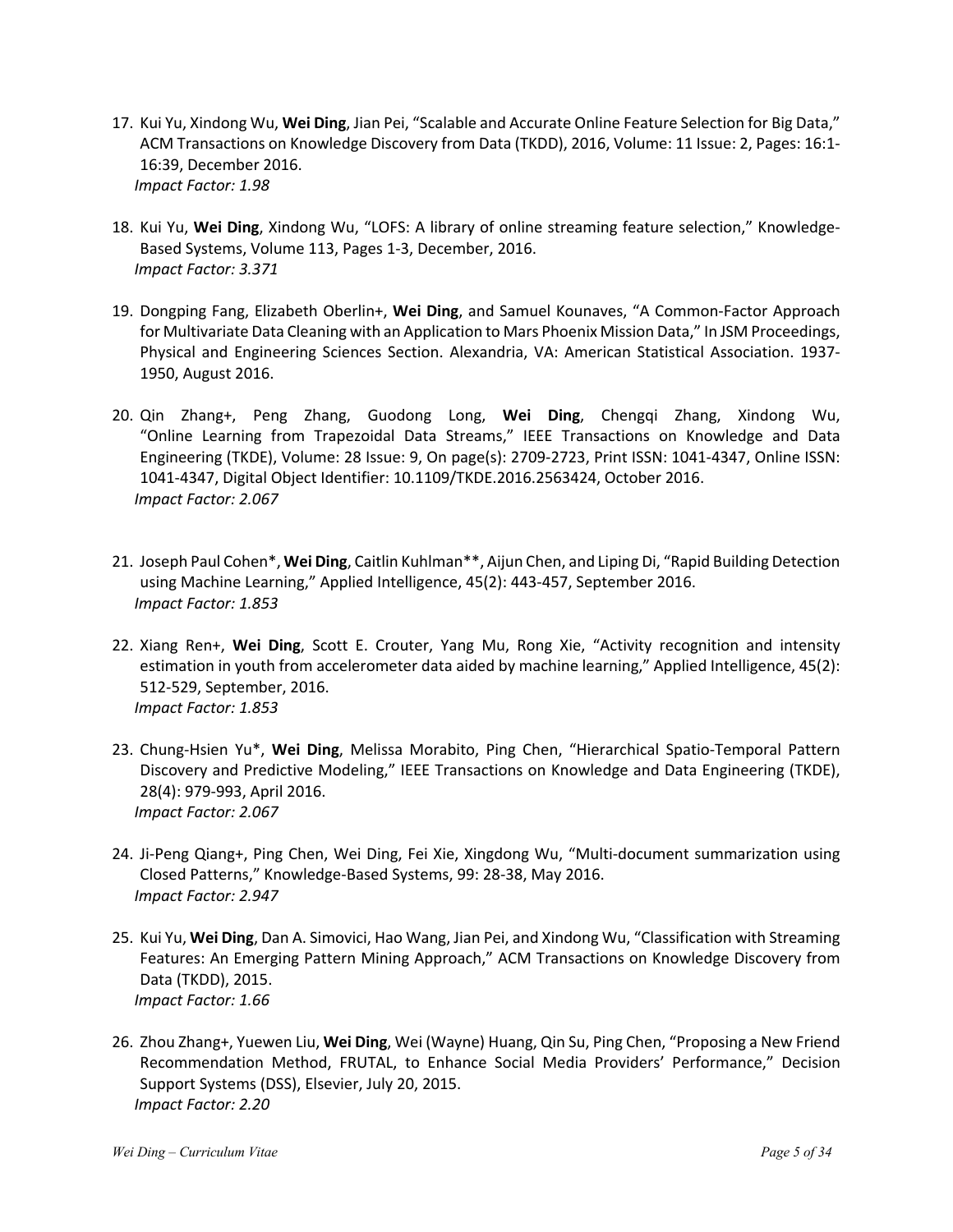17. Kui Yu, Xindong Wu, **Wei Ding**, Jian Pei, "Scalable and Accurate Online Feature Selection for Big Data," ACM Transactions on Knowledge Discovery from Data (TKDD), 2016, Volume: 11 Issue: 2, Pages: 16:1-16:39, December 2016.
    *Impact Factor: 1.98*

18. Kui Yu, **Wei Ding**, Xindong Wu, "LOFS: A library of online streaming feature selection," Knowledge-Based Systems, Volume 113, Pages 1-3, December, 2016.
    *Impact Factor: 3.371*

19. Dongping Fang, Elizabeth Oberlin+, **Wei Ding**, and Samuel Kounaves, "A Common-Factor Approach for Multivariate Data Cleaning with an Application to Mars Phoenix Mission Data," In JSM Proceedings, Physical and Engineering Sciences Section. Alexandria, VA: American Statistical Association. 1937-1950, August 2016.

20. Qin Zhang+, Peng Zhang, Guodong Long, **Wei Ding**, Chengqi Zhang, Xindong Wu, "Online Learning from Trapezoidal Data Streams," IEEE Transactions on Knowledge and Data Engineering (TKDE), Volume: 28 Issue: 9, On page(s): 2709-2723, Print ISSN: 1041-4347, Online ISSN: 1041-4347, Digital Object Identifier: 10.1109/TKDE.2016.2563424, October 2016.
    *Impact Factor: 2.067*

21. Joseph Paul Cohen*, **Wei Ding**, Caitlin Kuhlman**, Aijun Chen, and Liping Di, "Rapid Building Detection using Machine Learning," Applied Intelligence, 45(2): 443-457, September 2016.
    *Impact Factor: 1.853*

22. Xiang Ren+, **Wei Ding**, Scott E. Crouter, Yang Mu, Rong Xie, "Activity recognition and intensity estimation in youth from accelerometer data aided by machine learning," Applied Intelligence, 45(2): 512-529, September, 2016.
    *Impact Factor: 1.853*

23. Chung-Hsien Yu*, **Wei Ding**, Melissa Morabito, Ping Chen, "Hierarchical Spatio-Temporal Pattern Discovery and Predictive Modeling," IEEE Transactions on Knowledge and Data Engineering (TKDE), 28(4): 979-993, April 2016.
    *Impact Factor: 2.067*

24. Ji-Peng Qiang+, Ping Chen, Wei Ding, Fei Xie, Xingdong Wu, "Multi-document summarization using Closed Patterns," Knowledge-Based Systems, 99: 28-38, May 2016.
    *Impact Factor: 2.947*

25. Kui Yu, **Wei Ding**, Dan A. Simovici, Hao Wang, Jian Pei, and Xindong Wu, "Classification with Streaming Features: An Emerging Pattern Mining Approach," ACM Transactions on Knowledge Discovery from Data (TKDD), 2015.
    *Impact Factor: 1.66*

26. Zhou Zhang+, Yuewen Liu, **Wei Ding**, Wei (Wayne) Huang, Qin Su, Ping Chen, "Proposing a New Friend Recommendation Method, FRUTAL, to Enhance Social Media Providers' Performance," Decision Support Systems (DSS), Elsevier, July 20, 2015.
    *Impact Factor: 2.20*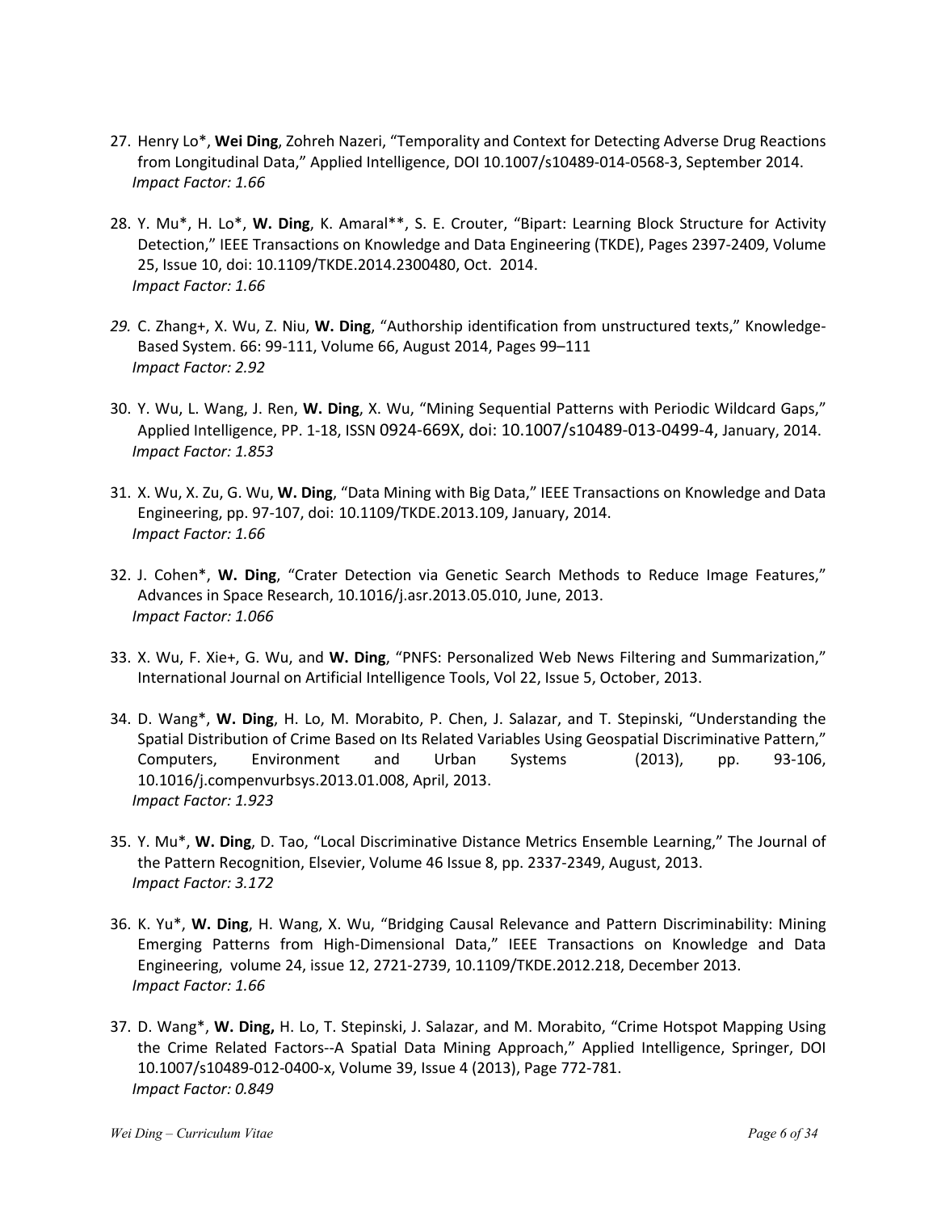27. Henry Lo*, **Wei Ding**, Zohreh Nazeri, "Temporality and Context for Detecting Adverse Drug Reactions from Longitudinal Data," Applied Intelligence, DOI 10.1007/s10489-014-0568-3, September 2014.
*Impact Factor: 1.66*

28. Y. Mu*, H. Lo*, **W. Ding**, K. Amaral**, S. E. Crouter, "Bipart: Learning Block Structure for Activity Detection," IEEE Transactions on Knowledge and Data Engineering (TKDE), Pages 2397-2409, Volume 25, Issue 10, doi: 10.1109/TKDE.2014.2300480, Oct. 2014.
*Impact Factor: 1.66*

29. C. Zhang+, X. Wu, Z. Niu, **W. Ding**, "Authorship identification from unstructured texts," Knowledge-Based System. 66: 99-111, Volume 66, August 2014, Pages 99–111
*Impact Factor: 2.92*

30. Y. Wu, L. Wang, J. Ren, **W. Ding**, X. Wu, "Mining Sequential Patterns with Periodic Wildcard Gaps," Applied Intelligence, PP. 1-18, ISSN 0924-669X, doi: 10.1007/s10489-013-0499-4, January, 2014.
*Impact Factor: 1.853*

31. X. Wu, X. Zu, G. Wu, **W. Ding**, "Data Mining with Big Data," IEEE Transactions on Knowledge and Data Engineering, pp. 97-107, doi: 10.1109/TKDE.2013.109, January, 2014.
*Impact Factor: 1.66*

32. J. Cohen*, **W. Ding**, "Crater Detection via Genetic Search Methods to Reduce Image Features," Advances in Space Research, 10.1016/j.asr.2013.05.010, June, 2013.
*Impact Factor: 1.066*

33. X. Wu, F. Xie+, G. Wu, and **W. Ding**, "PNFS: Personalized Web News Filtering and Summarization," International Journal on Artificial Intelligence Tools, Vol 22, Issue 5, October, 2013.

34. D. Wang*, **W. Ding**, H. Lo, M. Morabito, P. Chen, J. Salazar, and T. Stepinski, "Understanding the Spatial Distribution of Crime Based on Its Related Variables Using Geospatial Discriminative Pattern," Computers, Environment and Urban Systems (2013), pp. 93-106, 10.1016/j.compenvurbsys.2013.01.008, April, 2013.
*Impact Factor: 1.923*

35. Y. Mu*, **W. Ding**, D. Tao, "Local Discriminative Distance Metrics Ensemble Learning," The Journal of the Pattern Recognition, Elsevier, Volume 46 Issue 8, pp. 2337-2349, August, 2013.
*Impact Factor: 3.172*

36. K. Yu*, **W. Ding**, H. Wang, X. Wu, "Bridging Causal Relevance and Pattern Discriminability: Mining Emerging Patterns from High-Dimensional Data," IEEE Transactions on Knowledge and Data Engineering, volume 24, issue 12, 2721-2739, 10.1109/TKDE.2012.218, December 2013.
*Impact Factor: 1.66*

37. D. Wang*, **W. Ding,** H. Lo, T. Stepinski, J. Salazar, and M. Morabito, "Crime Hotspot Mapping Using the Crime Related Factors--A Spatial Data Mining Approach," Applied Intelligence, Springer, DOI 10.1007/s10489-012-0400-x, Volume 39, Issue 4 (2013), Page 772-781.
*Impact Factor: 0.849*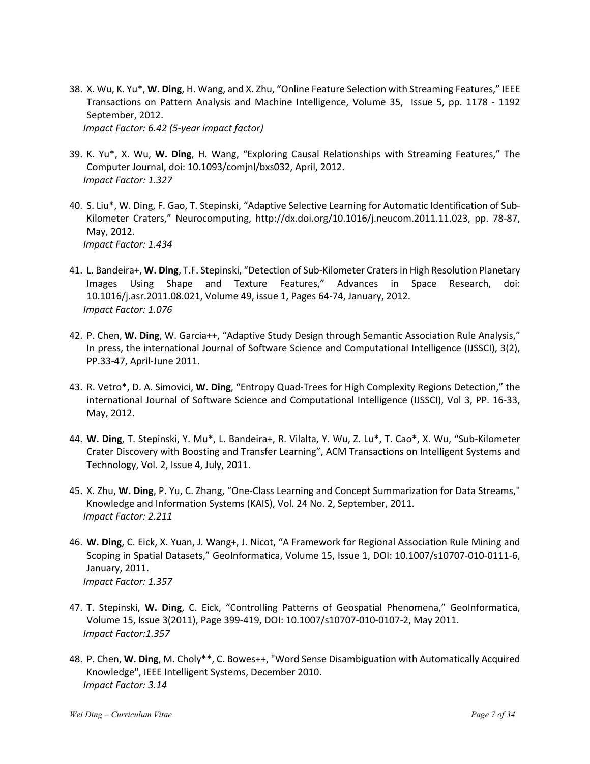38. X. Wu, K. Yu*, **W. Ding**, H. Wang, and X. Zhu, "Online Feature Selection with Streaming Features," IEEE Transactions on Pattern Analysis and Machine Intelligence, Volume 35, Issue 5, pp. 1178 - 1192 September, 2012.
    *Impact Factor: 6.42 (5-year impact factor)*

39. K. Yu*, X. Wu, **W. Ding**, H. Wang, "Exploring Causal Relationships with Streaming Features," The Computer Journal, doi: 10.1093/comjnl/bxs032, April, 2012.
    *Impact Factor: 1.327*

40. S. Liu*, W. Ding, F. Gao, T. Stepinski, "Adaptive Selective Learning for Automatic Identification of Sub-Kilometer Craters," Neurocomputing, http://dx.doi.org/10.1016/j.neucom.2011.11.023, pp. 78-87, May, 2012.
    *Impact Factor: 1.434*

41. L. Bandeira+, **W. Ding**, T.F. Stepinski, "Detection of Sub-Kilometer Craters in High Resolution Planetary Images Using Shape and Texture Features," Advances in Space Research, doi: 10.1016/j.asr.2011.08.021, Volume 49, issue 1, Pages 64-74, January, 2012.
    *Impact Factor: 1.076*

42. P. Chen, **W. Ding**, W. Garcia++, "Adaptive Study Design through Semantic Association Rule Analysis," In press, the international Journal of Software Science and Computational Intelligence (IJSSCI), 3(2), PP.33-47, April-June 2011.

43. R. Vetro*, D. A. Simovici, **W. Ding**, "Entropy Quad-Trees for High Complexity Regions Detection," the international Journal of Software Science and Computational Intelligence (IJSSCI), Vol 3, PP. 16-33, May, 2012.

44. **W. Ding**, T. Stepinski, Y. Mu*, L. Bandeira+, R. Vilalta, Y. Wu, Z. Lu*, T. Cao*, X. Wu, "Sub-Kilometer Crater Discovery with Boosting and Transfer Learning", ACM Transactions on Intelligent Systems and Technology, Vol. 2, Issue 4, July, 2011.

45. X. Zhu, **W. Ding**, P. Yu, C. Zhang, "One-Class Learning and Concept Summarization for Data Streams," Knowledge and Information Systems (KAIS), Vol. 24 No. 2, September, 2011.
    *Impact Factor: 2.211*

46. **W. Ding**, C. Eick, X. Yuan, J. Wang+, J. Nicot, "A Framework for Regional Association Rule Mining and Scoping in Spatial Datasets," GeoInformatica, Volume 15, Issue 1, DOI: 10.1007/s10707-010-0111-6, January, 2011.
    *Impact Factor: 1.357*

47. T. Stepinski, **W. Ding**, C. Eick, "Controlling Patterns of Geospatial Phenomena," GeoInformatica, Volume 15, Issue 3(2011), Page 399-419, DOI: 10.1007/s10707-010-0107-2, May 2011.
    *Impact Factor:1.357*

48. P. Chen, **W. Ding**, M. Choly**, C. Bowes++, "Word Sense Disambiguation with Automatically Acquired Knowledge", IEEE Intelligent Systems, December 2010.
    *Impact Factor: 3.14*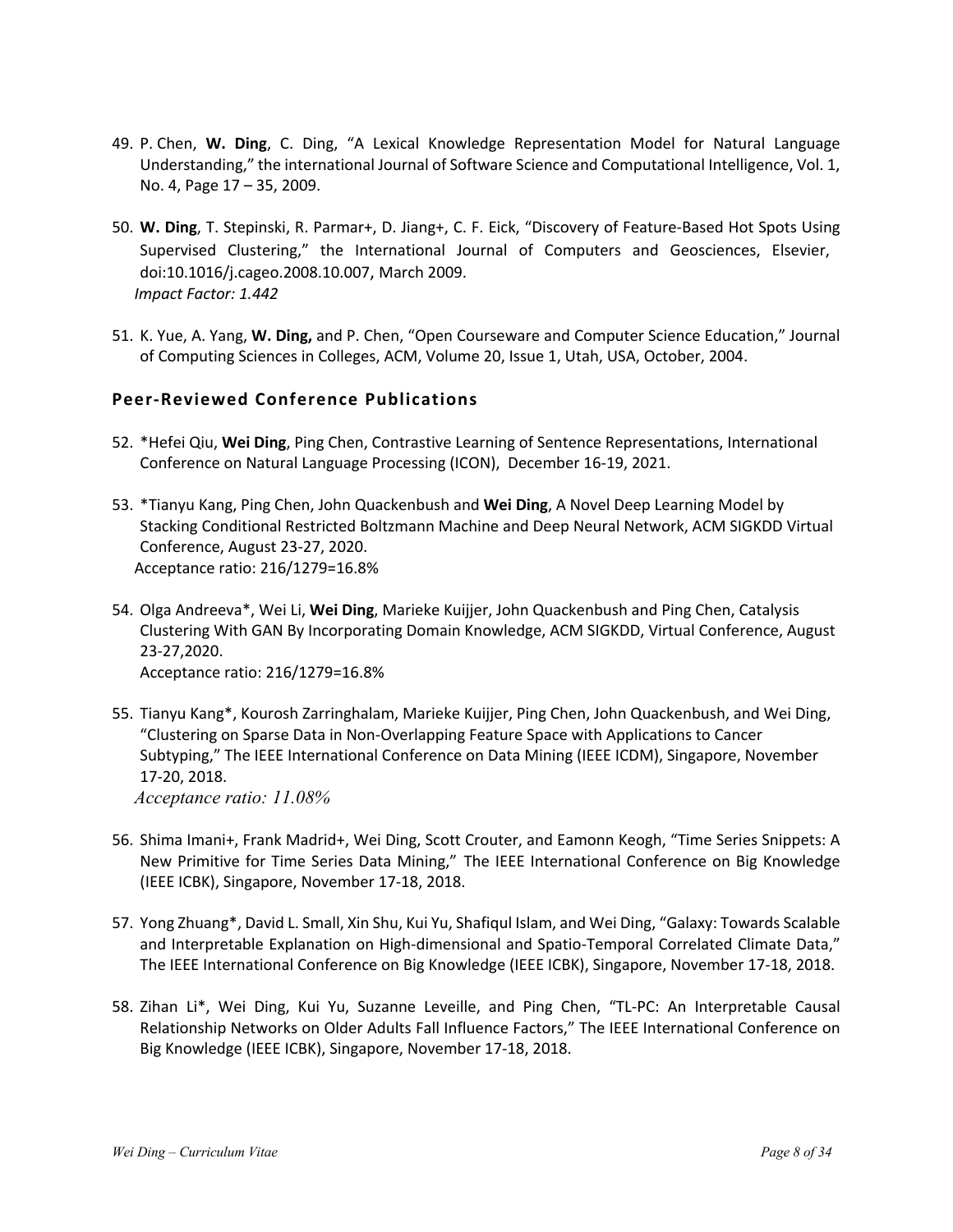49. P. Chen, **W. Ding**, C. Ding, "A Lexical Knowledge Representation Model for Natural Language Understanding," the international Journal of Software Science and Computational Intelligence, Vol. 1, No. 4, Page 17 – 35, 2009.

50. **W. Ding**, T. Stepinski, R. Parmar+, D. Jiang+, C. F. Eick, "Discovery of Feature-Based Hot Spots Using Supervised Clustering," the International Journal of Computers and Geosciences, Elsevier, doi:10.1016/j.cageo.2008.10.007, March 2009.
    *Impact Factor: 1.442*

51. K. Yue, A. Yang, **W. Ding,** and P. Chen, "Open Courseware and Computer Science Education," Journal of Computing Sciences in Colleges, ACM, Volume 20, Issue 1, Utah, USA, October, 2004.

## Peer-Reviewed Conference Publications

52. *Hefei Qiu, **Wei Ding**, Ping Chen, Contrastive Learning of Sentence Representations, International Conference on Natural Language Processing (ICON), December 16-19, 2021.

53. *Tianyu Kang, Ping Chen, John Quackenbush and **Wei Ding**, A Novel Deep Learning Model by Stacking Conditional Restricted Boltzmann Machine and Deep Neural Network, ACM SIGKDD Virtual Conference, August 23-27, 2020.
    Acceptance ratio: 216/1279=16.8%

54. Olga Andreeva*, Wei Li, **Wei Ding**, Marieke Kuijjer, John Quackenbush and Ping Chen, Catalysis Clustering With GAN By Incorporating Domain Knowledge, ACM SIGKDD, Virtual Conference, August 23-27,2020.
    Acceptance ratio: 216/1279=16.8%

55. Tianyu Kang*, Kourosh Zarringhalam, Marieke Kuijjer, Ping Chen, John Quackenbush, and Wei Ding, "Clustering on Sparse Data in Non-Overlapping Feature Space with Applications to Cancer Subtyping," The IEEE International Conference on Data Mining (IEEE ICDM), Singapore, November 17-20, 2018.
    *Acceptance ratio: 11.08%*

56. Shima Imani+, Frank Madrid+, Wei Ding, Scott Crouter, and Eamonn Keogh, "Time Series Snippets: A New Primitive for Time Series Data Mining," The IEEE International Conference on Big Knowledge (IEEE ICBK), Singapore, November 17-18, 2018.

57. Yong Zhuang*, David L. Small, Xin Shu, Kui Yu, Shafiqul Islam, and Wei Ding, "Galaxy: Towards Scalable and Interpretable Explanation on High-dimensional and Spatio-Temporal Correlated Climate Data," The IEEE International Conference on Big Knowledge (IEEE ICBK), Singapore, November 17-18, 2018.

58. Zihan Li*, Wei Ding, Kui Yu, Suzanne Leveille, and Ping Chen, "TL-PC: An Interpretable Causal Relationship Networks on Older Adults Fall Influence Factors," The IEEE International Conference on Big Knowledge (IEEE ICBK), Singapore, November 17-18, 2018.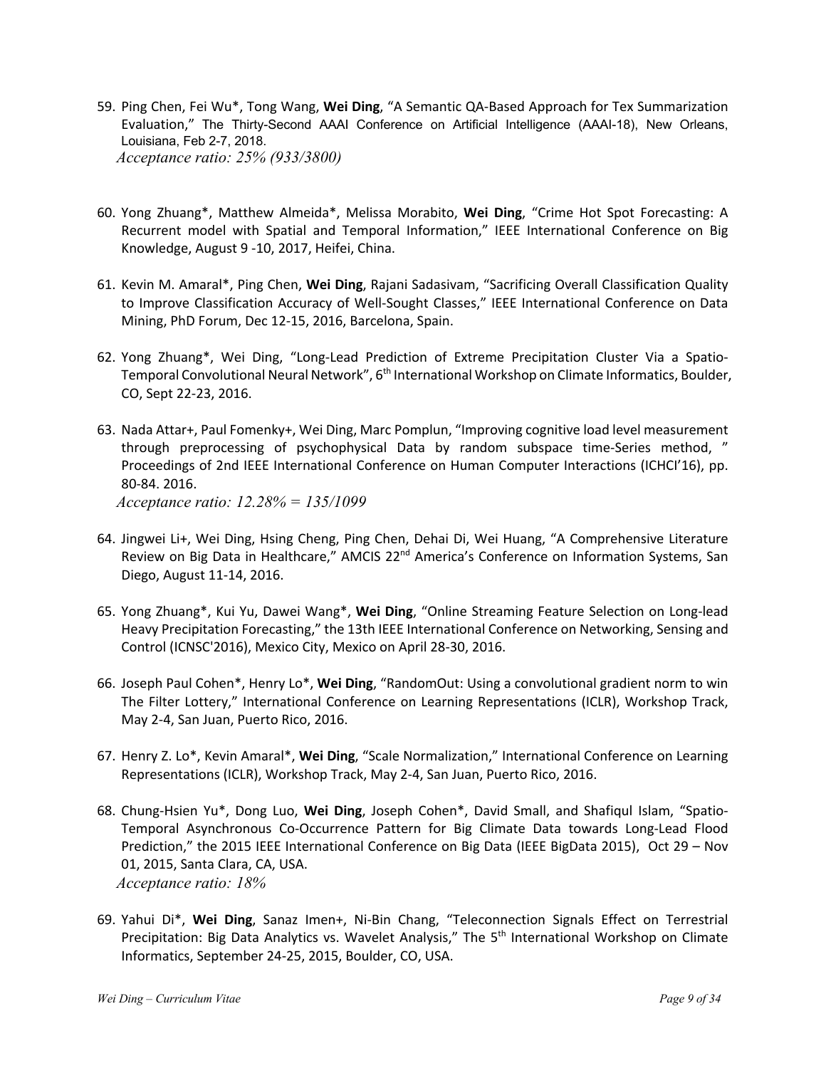59. Ping Chen, Fei Wu*, Tong Wang, **Wei Ding**, "A Semantic QA-Based Approach for Tex Summarization Evaluation," The Thirty-Second AAAI Conference on Artificial Intelligence (AAAI-18), New Orleans, Louisiana, Feb 2-7, 2018.
   *Acceptance ratio: 25% (933/3800)*

60. Yong Zhuang*, Matthew Almeida*, Melissa Morabito, **Wei Ding**, "Crime Hot Spot Forecasting: A Recurrent model with Spatial and Temporal Information," IEEE International Conference on Big Knowledge, August 9 -10, 2017, Heifei, China.

61. Kevin M. Amaral*, Ping Chen, **Wei Ding**, Rajani Sadasivam, "Sacrificing Overall Classification Quality to Improve Classification Accuracy of Well-Sought Classes," IEEE International Conference on Data Mining, PhD Forum, Dec 12-15, 2016, Barcelona, Spain.

62. Yong Zhuang*, Wei Ding, "Long-Lead Prediction of Extreme Precipitation Cluster Via a Spatio-Temporal Convolutional Neural Network", 6th International Workshop on Climate Informatics, Boulder, CO, Sept 22-23, 2016.

63. Nada Attar+, Paul Fomenky+, Wei Ding, Marc Pomplun, "Improving cognitive load level measurement through preprocessing of psychophysical Data by random subspace time-Series method, " Proceedings of 2nd IEEE International Conference on Human Computer Interactions (ICHCI'16), pp. 80-84. 2016.
   *Acceptance ratio: 12.28% = 135/1099*

64. Jingwei Li+, Wei Ding, Hsing Cheng, Ping Chen, Dehai Di, Wei Huang, "A Comprehensive Literature Review on Big Data in Healthcare," AMCIS 22nd America's Conference on Information Systems, San Diego, August 11-14, 2016.

65. Yong Zhuang*, Kui Yu, Dawei Wang*, **Wei Ding**, "Online Streaming Feature Selection on Long-lead Heavy Precipitation Forecasting," the 13th IEEE International Conference on Networking, Sensing and Control (ICNSC'2016), Mexico City, Mexico on April 28-30, 2016.

66. Joseph Paul Cohen*, Henry Lo*, **Wei Ding**, "RandomOut: Using a convolutional gradient norm to win The Filter Lottery," International Conference on Learning Representations (ICLR), Workshop Track, May 2-4, San Juan, Puerto Rico, 2016.

67. Henry Z. Lo*, Kevin Amaral*, **Wei Ding**, "Scale Normalization," International Conference on Learning Representations (ICLR), Workshop Track, May 2-4, San Juan, Puerto Rico, 2016.

68. Chung-Hsien Yu*, Dong Luo, **Wei Ding**, Joseph Cohen*, David Small, and Shafiqul Islam, "Spatio-Temporal Asynchronous Co-Occurrence Pattern for Big Climate Data towards Long-Lead Flood Prediction," the 2015 IEEE International Conference on Big Data (IEEE BigData 2015), Oct 29 – Nov 01, 2015, Santa Clara, CA, USA.
   *Acceptance ratio: 18%*

69. Yahui Di*, **Wei Ding**, Sanaz Imen+, Ni-Bin Chang, "Teleconnection Signals Effect on Terrestrial Precipitation: Big Data Analytics vs. Wavelet Analysis," The 5th International Workshop on Climate Informatics, September 24-25, 2015, Boulder, CO, USA.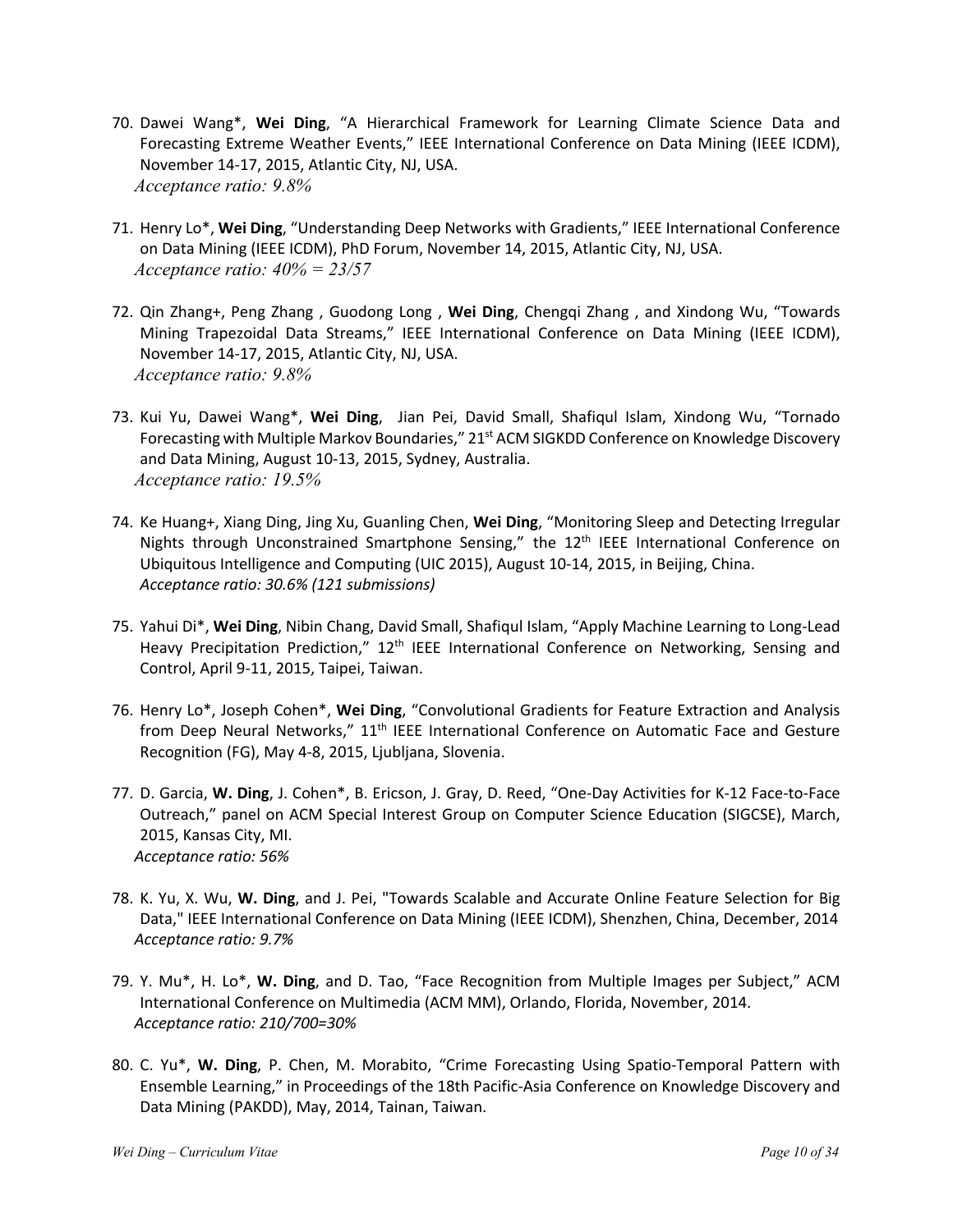70. Dawei Wang*, **Wei Ding**, "A Hierarchical Framework for Learning Climate Science Data and Forecasting Extreme Weather Events," IEEE International Conference on Data Mining (IEEE ICDM), November 14-17, 2015, Atlantic City, NJ, USA.
    *Acceptance ratio: 9.8%*

71. Henry Lo*, **Wei Ding**, "Understanding Deep Networks with Gradients," IEEE International Conference on Data Mining (IEEE ICDM), PhD Forum, November 14, 2015, Atlantic City, NJ, USA.
    *Acceptance ratio: 40% = 23/57*

72. Qin Zhang+, Peng Zhang , Guodong Long , **Wei Ding**, Chengqi Zhang , and Xindong Wu, "Towards Mining Trapezoidal Data Streams," IEEE International Conference on Data Mining (IEEE ICDM), November 14-17, 2015, Atlantic City, NJ, USA.
    *Acceptance ratio: 9.8%*

73. Kui Yu, Dawei Wang*, **Wei Ding**, Jian Pei, David Small, Shafiqul Islam, Xindong Wu, "Tornado Forecasting with Multiple Markov Boundaries," 21st ACM SIGKDD Conference on Knowledge Discovery and Data Mining, August 10-13, 2015, Sydney, Australia.
    *Acceptance ratio: 19.5%*

74. Ke Huang+, Xiang Ding, Jing Xu, Guanling Chen, **Wei Ding**, "Monitoring Sleep and Detecting Irregular Nights through Unconstrained Smartphone Sensing," the 12th IEEE International Conference on Ubiquitous Intelligence and Computing (UIC 2015), August 10-14, 2015, in Beijing, China.
    *Acceptance ratio: 30.6% (121 submissions)*

75. Yahui Di*, **Wei Ding**, Nibin Chang, David Small, Shafiqul Islam, "Apply Machine Learning to Long-Lead Heavy Precipitation Prediction," 12th IEEE International Conference on Networking, Sensing and Control, April 9-11, 2015, Taipei, Taiwan.

76. Henry Lo*, Joseph Cohen*, **Wei Ding**, "Convolutional Gradients for Feature Extraction and Analysis from Deep Neural Networks," 11th IEEE International Conference on Automatic Face and Gesture Recognition (FG), May 4-8, 2015, Ljubljana, Slovenia.

77. D. Garcia, **W. Ding**, J. Cohen*, B. Ericson, J. Gray, D. Reed, "One-Day Activities for K-12 Face-to-Face Outreach," panel on ACM Special Interest Group on Computer Science Education (SIGCSE), March, 2015, Kansas City, MI.
    *Acceptance ratio: 56%*

78. K. Yu, X. Wu, **W. Ding**, and J. Pei, "Towards Scalable and Accurate Online Feature Selection for Big Data," IEEE International Conference on Data Mining (IEEE ICDM), Shenzhen, China, December, 2014
    *Acceptance ratio: 9.7%*

79. Y. Mu*, H. Lo*, **W. Ding**, and D. Tao, "Face Recognition from Multiple Images per Subject," ACM International Conference on Multimedia (ACM MM), Orlando, Florida, November, 2014.
    *Acceptance ratio: 210/700=30%*

80. C. Yu*, **W. Ding**, P. Chen, M. Morabito, "Crime Forecasting Using Spatio-Temporal Pattern with Ensemble Learning," in Proceedings of the 18th Pacific-Asia Conference on Knowledge Discovery and Data Mining (PAKDD), May, 2014, Tainan, Taiwan.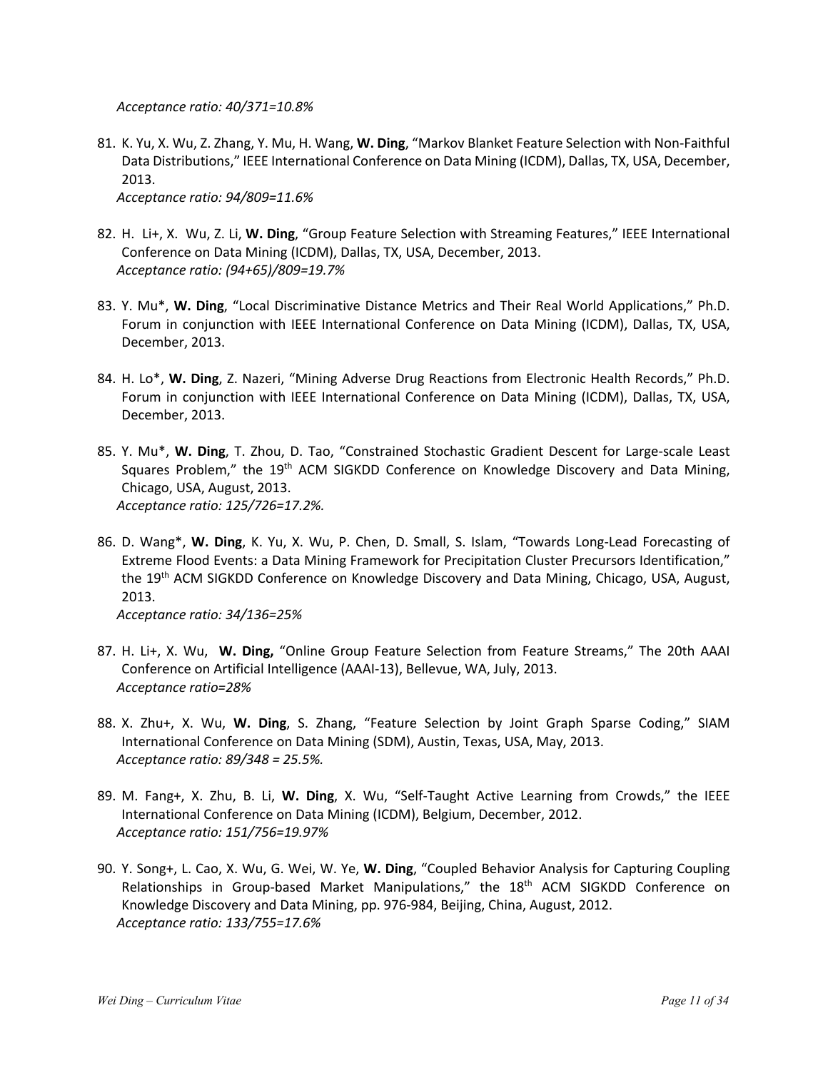*Acceptance ratio: 40/371=10.8%*

81. K. Yu, X. Wu, Z. Zhang, Y. Mu, H. Wang, **W. Ding**, "Markov Blanket Feature Selection with Non-Faithful Data Distributions," IEEE International Conference on Data Mining (ICDM), Dallas, TX, USA, December, 2013.
    *Acceptance ratio: 94/809=11.6%*

82. H. Li+, X. Wu, Z. Li, **W. Ding**, "Group Feature Selection with Streaming Features," IEEE International Conference on Data Mining (ICDM), Dallas, TX, USA, December, 2013.
    *Acceptance ratio: (94+65)/809=19.7%*

83. Y. Mu*, **W. Ding**, "Local Discriminative Distance Metrics and Their Real World Applications," Ph.D. Forum in conjunction with IEEE International Conference on Data Mining (ICDM), Dallas, TX, USA, December, 2013.

84. H. Lo*, **W. Ding**, Z. Nazeri, "Mining Adverse Drug Reactions from Electronic Health Records," Ph.D. Forum in conjunction with IEEE International Conference on Data Mining (ICDM), Dallas, TX, USA, December, 2013.

85. Y. Mu*, **W. Ding**, T. Zhou, D. Tao, "Constrained Stochastic Gradient Descent for Large-scale Least Squares Problem," the 19th ACM SIGKDD Conference on Knowledge Discovery and Data Mining, Chicago, USA, August, 2013.
    *Acceptance ratio: 125/726=17.2%.*

86. D. Wang*, **W. Ding**, K. Yu, X. Wu, P. Chen, D. Small, S. Islam, "Towards Long-Lead Forecasting of Extreme Flood Events: a Data Mining Framework for Precipitation Cluster Precursors Identification," the 19th ACM SIGKDD Conference on Knowledge Discovery and Data Mining, Chicago, USA, August, 2013.
    *Acceptance ratio: 34/136=25%*

87. H. Li+, X. Wu, **W. Ding,** "Online Group Feature Selection from Feature Streams," The 20th AAAI Conference on Artificial Intelligence (AAAI-13), Bellevue, WA, July, 2013.
    *Acceptance ratio=28%*

88. X. Zhu+, X. Wu, **W. Ding**, S. Zhang, "Feature Selection by Joint Graph Sparse Coding," SIAM International Conference on Data Mining (SDM), Austin, Texas, USA, May, 2013.
    *Acceptance ratio: 89/348 = 25.5%.*

89. M. Fang+, X. Zhu, B. Li, **W. Ding**, X. Wu, "Self-Taught Active Learning from Crowds," the IEEE International Conference on Data Mining (ICDM), Belgium, December, 2012.
    *Acceptance ratio: 151/756=19.97%*

90. Y. Song+, L. Cao, X. Wu, G. Wei, W. Ye, **W. Ding**, "Coupled Behavior Analysis for Capturing Coupling Relationships in Group-based Market Manipulations," the 18th ACM SIGKDD Conference on Knowledge Discovery and Data Mining, pp. 976-984, Beijing, China, August, 2012.
    *Acceptance ratio: 133/755=17.6%*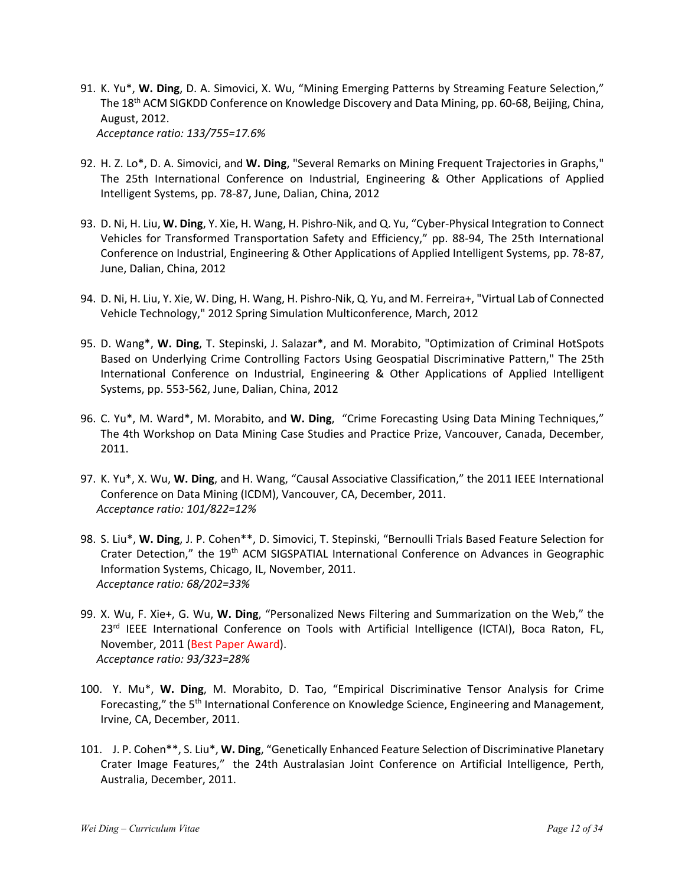91. K. Yu*, **W. Ding**, D. A. Simovici, X. Wu, “Mining Emerging Patterns by Streaming Feature Selection,” The 18th ACM SIGKDD Conference on Knowledge Discovery and Data Mining, pp. 60-68, Beijing, China, August, 2012.
    *Acceptance ratio: 133/755=17.6%*

92. H. Z. Lo*, D. A. Simovici, and **W. Ding**, "Several Remarks on Mining Frequent Trajectories in Graphs," The 25th International Conference on Industrial, Engineering & Other Applications of Applied Intelligent Systems, pp. 78-87, June, Dalian, China, 2012

93. D. Ni, H. Liu, **W. Ding**, Y. Xie, H. Wang, H. Pishro-Nik, and Q. Yu, “Cyber-Physical Integration to Connect Vehicles for Transformed Transportation Safety and Efficiency,” pp. 88-94, The 25th International Conference on Industrial, Engineering & Other Applications of Applied Intelligent Systems, pp. 78-87, June, Dalian, China, 2012

94. D. Ni, H. Liu, Y. Xie, W. Ding, H. Wang, H. Pishro-Nik, Q. Yu, and M. Ferreira+, "Virtual Lab of Connected Vehicle Technology," 2012 Spring Simulation Multiconference, March, 2012

95. D. Wang*, **W. Ding**, T. Stepinski, J. Salazar*, and M. Morabito, "Optimization of Criminal HotSpots Based on Underlying Crime Controlling Factors Using Geospatial Discriminative Pattern," The 25th International Conference on Industrial, Engineering & Other Applications of Applied Intelligent Systems, pp. 553-562, June, Dalian, China, 2012

96. C. Yu*, M. Ward*, M. Morabito, and **W. Ding**, “Crime Forecasting Using Data Mining Techniques,” The 4th Workshop on Data Mining Case Studies and Practice Prize, Vancouver, Canada, December, 2011.

97. K. Yu*, X. Wu, **W. Ding**, and H. Wang, “Causal Associative Classification,” the 2011 IEEE International Conference on Data Mining (ICDM), Vancouver, CA, December, 2011.
    *Acceptance ratio: 101/822=12%*

98. S. Liu*, **W. Ding**, J. P. Cohen**, D. Simovici, T. Stepinski, “Bernoulli Trials Based Feature Selection for Crater Detection,” the 19th ACM SIGSPATIAL International Conference on Advances in Geographic Information Systems, Chicago, IL, November, 2011.
    *Acceptance ratio: 68/202=33%*

99. X. Wu, F. Xie+, G. Wu, **W. Ding**, “Personalized News Filtering and Summarization on the Web,” the 23rd IEEE International Conference on Tools with Artificial Intelligence (ICTAI), Boca Raton, FL, November, 2011 (Best Paper Award).
    *Acceptance ratio: 93/323=28%*

100. Y. Mu*, **W. Ding**, M. Morabito, D. Tao, “Empirical Discriminative Tensor Analysis for Crime Forecasting,” the 5th International Conference on Knowledge Science, Engineering and Management, Irvine, CA, December, 2011.

101. J. P. Cohen**, S. Liu*, **W. Ding**, “Genetically Enhanced Feature Selection of Discriminative Planetary Crater Image Features,” the 24th Australasian Joint Conference on Artificial Intelligence, Perth, Australia, December, 2011.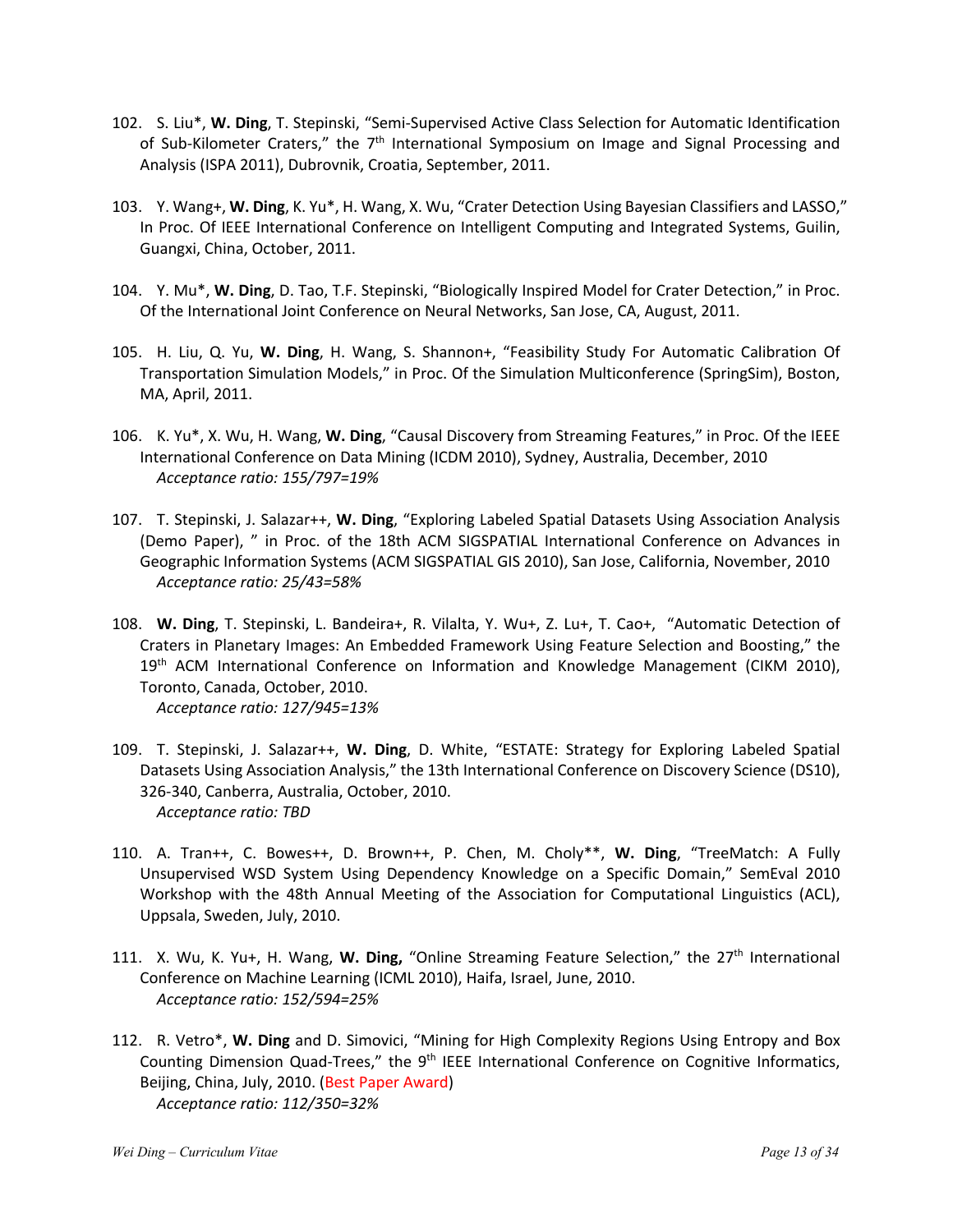102. S. Liu*, **W. Ding**, T. Stepinski, "Semi-Supervised Active Class Selection for Automatic Identification of Sub-Kilometer Craters," the 7th International Symposium on Image and Signal Processing and Analysis (ISPA 2011), Dubrovnik, Croatia, September, 2011.

103. Y. Wang+, **W. Ding**, K. Yu*, H. Wang, X. Wu, "Crater Detection Using Bayesian Classifiers and LASSO," In Proc. Of IEEE International Conference on Intelligent Computing and Integrated Systems, Guilin, Guangxi, China, October, 2011.

104. Y. Mu*, **W. Ding**, D. Tao, T.F. Stepinski, "Biologically Inspired Model for Crater Detection," in Proc. Of the International Joint Conference on Neural Networks, San Jose, CA, August, 2011.

105. H. Liu, Q. Yu, **W. Ding**, H. Wang, S. Shannon+, "Feasibility Study For Automatic Calibration Of Transportation Simulation Models," in Proc. Of the Simulation Multiconference (SpringSim), Boston, MA, April, 2011.

106. K. Yu*, X. Wu, H. Wang, **W. Ding**, "Causal Discovery from Streaming Features," in Proc. Of the IEEE International Conference on Data Mining (ICDM 2010), Sydney, Australia, December, 2010
*Acceptance ratio: 155/797=19%*

107. T. Stepinski, J. Salazar++, **W. Ding**, "Exploring Labeled Spatial Datasets Using Association Analysis (Demo Paper), " in Proc. of the 18th ACM SIGSPATIAL International Conference on Advances in Geographic Information Systems (ACM SIGSPATIAL GIS 2010), San Jose, California, November, 2010
*Acceptance ratio: 25/43=58%*

108. **W. Ding**, T. Stepinski, L. Bandeira+, R. Vilalta, Y. Wu+, Z. Lu+, T. Cao+, "Automatic Detection of Craters in Planetary Images: An Embedded Framework Using Feature Selection and Boosting," the 19th ACM International Conference on Information and Knowledge Management (CIKM 2010), Toronto, Canada, October, 2010.
*Acceptance ratio: 127/945=13%*

109. T. Stepinski, J. Salazar++, **W. Ding**, D. White, "ESTATE: Strategy for Exploring Labeled Spatial Datasets Using Association Analysis," the 13th International Conference on Discovery Science (DS10), 326-340, Canberra, Australia, October, 2010.
*Acceptance ratio: TBD*

110. A. Tran++, C. Bowes++, D. Brown++, P. Chen, M. Choly**, **W. Ding**, "TreeMatch: A Fully Unsupervised WSD System Using Dependency Knowledge on a Specific Domain," SemEval 2010 Workshop with the 48th Annual Meeting of the Association for Computational Linguistics (ACL), Uppsala, Sweden, July, 2010.

111. X. Wu, K. Yu+, H. Wang, **W. Ding,** "Online Streaming Feature Selection," the 27th International Conference on Machine Learning (ICML 2010), Haifa, Israel, June, 2010.
*Acceptance ratio: 152/594=25%*

112. R. Vetro*, **W. Ding** and D. Simovici, "Mining for High Complexity Regions Using Entropy and Box Counting Dimension Quad-Trees," the 9th IEEE International Conference on Cognitive Informatics, Beijing, China, July, 2010. (Best Paper Award)
*Acceptance ratio: 112/350=32%*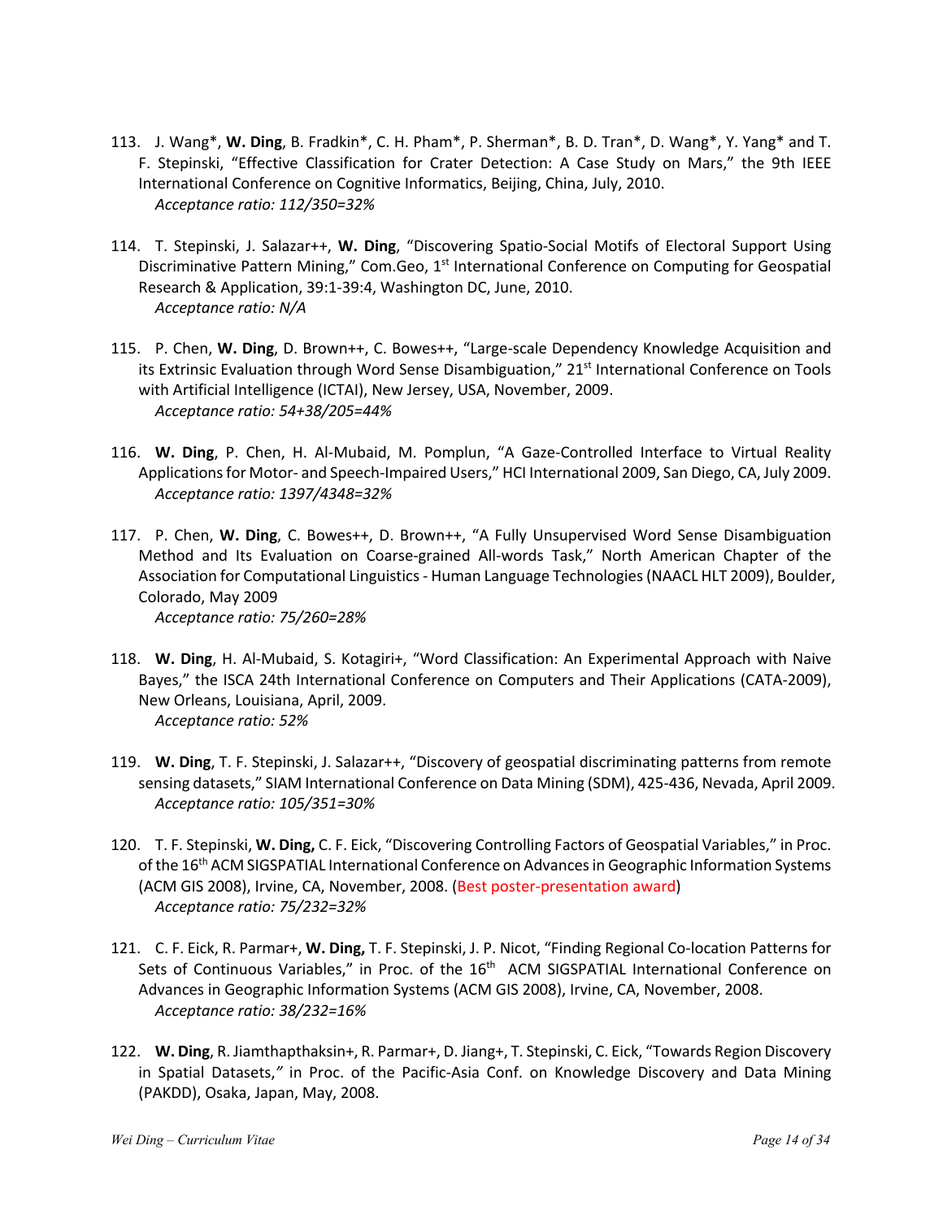113. J. Wang*, **W. Ding**, B. Fradkin*, C. H. Pham*, P. Sherman*, B. D. Tran*, D. Wang*, Y. Yang* and T. F. Stepinski, "Effective Classification for Crater Detection: A Case Study on Mars," the 9th IEEE International Conference on Cognitive Informatics, Beijing, China, July, 2010.
    *Acceptance ratio: 112/350=32%*

114. T. Stepinski, J. Salazar++, **W. Ding**, "Discovering Spatio-Social Motifs of Electoral Support Using Discriminative Pattern Mining," Com.Geo, 1st International Conference on Computing for Geospatial Research & Application, 39:1-39:4, Washington DC, June, 2010.
    *Acceptance ratio: N/A*

115. P. Chen, **W. Ding**, D. Brown++, C. Bowes++, "Large-scale Dependency Knowledge Acquisition and its Extrinsic Evaluation through Word Sense Disambiguation," 21st International Conference on Tools with Artificial Intelligence (ICTAI), New Jersey, USA, November, 2009.
    *Acceptance ratio: 54+38/205=44%*

116. **W. Ding**, P. Chen, H. Al-Mubaid, M. Pomplun, "A Gaze-Controlled Interface to Virtual Reality Applications for Motor- and Speech-Impaired Users," HCI International 2009, San Diego, CA, July 2009.
    *Acceptance ratio: 1397/4348=32%*

117. P. Chen, **W. Ding**, C. Bowes++, D. Brown++, "A Fully Unsupervised Word Sense Disambiguation Method and Its Evaluation on Coarse-grained All-words Task," North American Chapter of the Association for Computational Linguistics - Human Language Technologies (NAACL HLT 2009), Boulder, Colorado, May 2009
    *Acceptance ratio: 75/260=28%*

118. **W. Ding**, H. Al-Mubaid, S. Kotagiri+, "Word Classification: An Experimental Approach with Naive Bayes," the ISCA 24th International Conference on Computers and Their Applications (CATA-2009), New Orleans, Louisiana, April, 2009.
    *Acceptance ratio: 52%*

119. **W. Ding**, T. F. Stepinski, J. Salazar++, "Discovery of geospatial discriminating patterns from remote sensing datasets," SIAM International Conference on Data Mining (SDM), 425-436, Nevada, April 2009.
    *Acceptance ratio: 105/351=30%*

120. T. F. Stepinski, **W. Ding,** C. F. Eick, "Discovering Controlling Factors of Geospatial Variables," in Proc. of the 16th ACM SIGSPATIAL International Conference on Advances in Geographic Information Systems (ACM GIS 2008), Irvine, CA, November, 2008. (Best poster-presentation award)
    *Acceptance ratio: 75/232=32%*

121. C. F. Eick, R. Parmar+, **W. Ding,** T. F. Stepinski, J. P. Nicot, "Finding Regional Co-location Patterns for Sets of Continuous Variables," in Proc. of the 16th ACM SIGSPATIAL International Conference on Advances in Geographic Information Systems (ACM GIS 2008), Irvine, CA, November, 2008.
    *Acceptance ratio: 38/232=16%*

122. **W. Ding**, R. Jiamthapthaksin+, R. Parmar+, D. Jiang+, T. Stepinski, C. Eick, "Towards Region Discovery in Spatial Datasets," in Proc. of the Pacific-Asia Conf. on Knowledge Discovery and Data Mining (PAKDD), Osaka, Japan, May, 2008.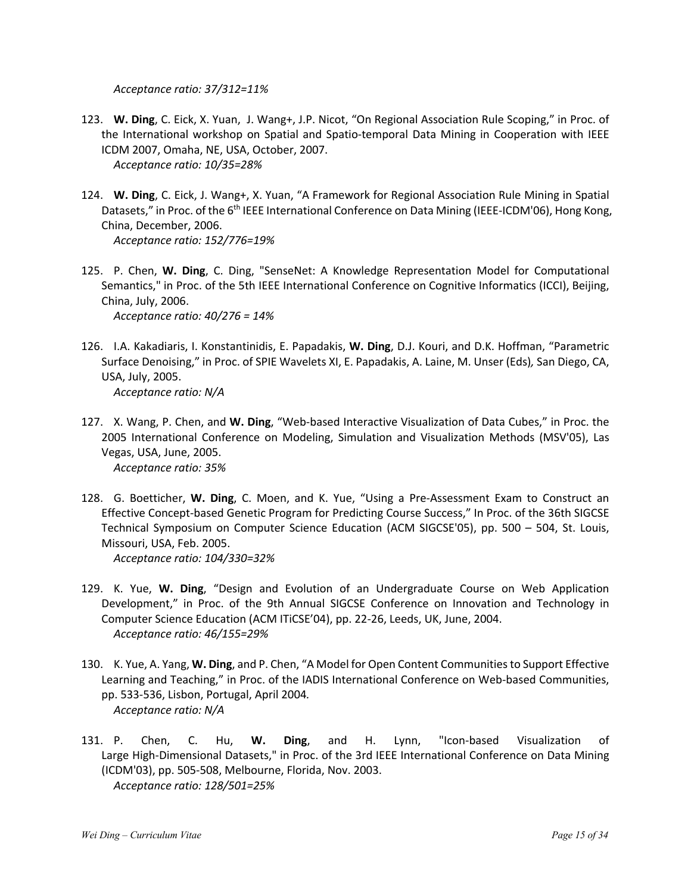*Acceptance ratio: 37/312=11%*

123. **W. Ding**, C. Eick, X. Yuan, J. Wang+, J.P. Nicot, "On Regional Association Rule Scoping," in Proc. of the International workshop on Spatial and Spatio-temporal Data Mining in Cooperation with IEEE ICDM 2007, Omaha, NE, USA, October, 2007.
    *Acceptance ratio: 10/35=28%*

124. **W. Ding**, C. Eick, J. Wang+, X. Yuan, "A Framework for Regional Association Rule Mining in Spatial Datasets," in Proc. of the 6th IEEE International Conference on Data Mining (IEEE-ICDM'06), Hong Kong, China, December, 2006.
    *Acceptance ratio: 152/776=19%*

125. P. Chen, **W. Ding**, C. Ding, "SenseNet: A Knowledge Representation Model for Computational Semantics," in Proc. of the 5th IEEE International Conference on Cognitive Informatics (ICCI), Beijing, China, July, 2006.
    *Acceptance ratio: 40/276 = 14%*

126. I.A. Kakadiaris, I. Konstantinidis, E. Papadakis, **W. Ding**, D.J. Kouri, and D.K. Hoffman, "Parametric Surface Denoising," in Proc. of SPIE Wavelets XI, E. Papadakis, A. Laine, M. Unser (Eds), San Diego, CA, USA, July, 2005.
    *Acceptance ratio: N/A*

127. X. Wang, P. Chen, and **W. Ding**, "Web-based Interactive Visualization of Data Cubes," in Proc. the 2005 International Conference on Modeling, Simulation and Visualization Methods (MSV'05), Las Vegas, USA, June, 2005.
    *Acceptance ratio: 35%*

128. G. Boetticher, **W. Ding**, C. Moen, and K. Yue, "Using a Pre-Assessment Exam to Construct an Effective Concept-based Genetic Program for Predicting Course Success," In Proc. of the 36th SIGCSE Technical Symposium on Computer Science Education (ACM SIGCSE'05), pp. 500 – 504, St. Louis, Missouri, USA, Feb. 2005.
    *Acceptance ratio: 104/330=32%*

129. K. Yue, **W. Ding**, "Design and Evolution of an Undergraduate Course on Web Application Development," in Proc. of the 9th Annual SIGCSE Conference on Innovation and Technology in Computer Science Education (ACM ITiCSE'04), pp. 22-26, Leeds, UK, June, 2004.
    *Acceptance ratio: 46/155=29%*

130. K. Yue, A. Yang, **W. Ding**, and P. Chen, "A Model for Open Content Communities to Support Effective Learning and Teaching," in Proc. of the IADIS International Conference on Web-based Communities, pp. 533-536, Lisbon, Portugal, April 2004.
    *Acceptance ratio: N/A*

131. P. Chen, C. Hu, **W. Ding**, and H. Lynn, "Icon-based Visualization of Large High-Dimensional Datasets," in Proc. of the 3rd IEEE International Conference on Data Mining (ICDM'03), pp. 505-508, Melbourne, Florida, Nov. 2003.
    *Acceptance ratio: 128/501=25%*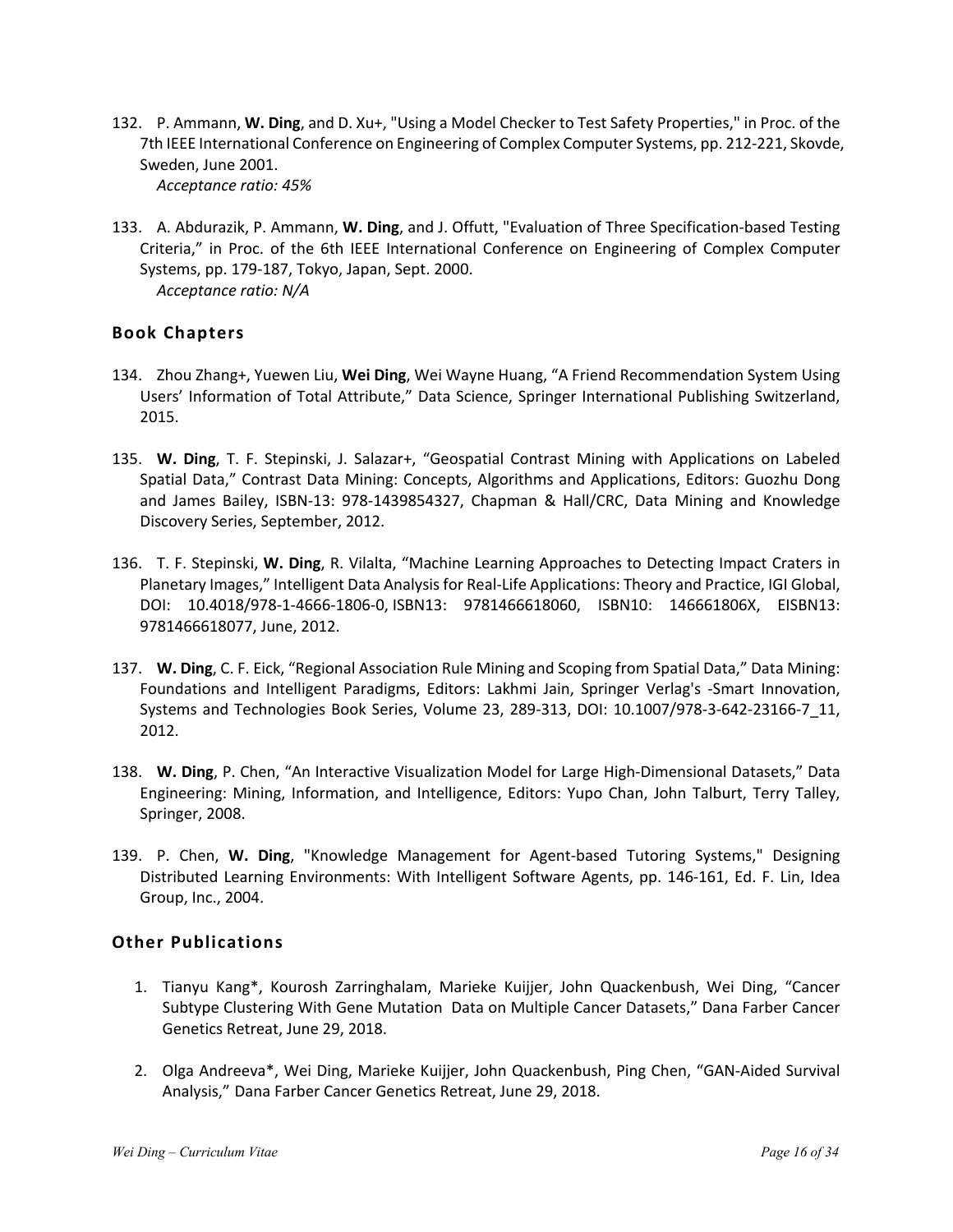132. P. Ammann, **W. Ding**, and D. Xu+, "Using a Model Checker to Test Safety Properties," in Proc. of the 7th IEEE International Conference on Engineering of Complex Computer Systems, pp. 212-221, Skovde, Sweden, June 2001.
    *Acceptance ratio: 45%*

133. A. Abdurazik, P. Ammann, **W. Ding**, and J. Offutt, "Evaluation of Three Specification-based Testing Criteria," in Proc. of the 6th IEEE International Conference on Engineering of Complex Computer Systems, pp. 179-187, Tokyo, Japan, Sept. 2000.
    *Acceptance ratio: N/A*

## Book Chapters

134. Zhou Zhang+, Yuewen Liu, **Wei Ding**, Wei Wayne Huang, "A Friend Recommendation System Using Users' Information of Total Attribute," Data Science, Springer International Publishing Switzerland, 2015.

135. **W. Ding**, T. F. Stepinski, J. Salazar+, "Geospatial Contrast Mining with Applications on Labeled Spatial Data," Contrast Data Mining: Concepts, Algorithms and Applications, Editors: Guozhu Dong and James Bailey, ISBN-13: 978-1439854327, Chapman & Hall/CRC, Data Mining and Knowledge Discovery Series, September, 2012.

136. T. F. Stepinski, **W. Ding**, R. Vilalta, "Machine Learning Approaches to Detecting Impact Craters in Planetary Images," Intelligent Data Analysis for Real-Life Applications: Theory and Practice, IGI Global, DOI: 10.4018/978-1-4666-1806-0, ISBN13: 9781466618060, ISBN10: 146661806X, EISBN13: 9781466618077, June, 2012.

137. **W. Ding**, C. F. Eick, "Regional Association Rule Mining and Scoping from Spatial Data," Data Mining: Foundations and Intelligent Paradigms, Editors: Lakhmi Jain, Springer Verlag's -Smart Innovation, Systems and Technologies Book Series, Volume 23, 289-313, DOI: 10.1007/978-3-642-23166-7_11, 2012.

138. **W. Ding**, P. Chen, "An Interactive Visualization Model for Large High-Dimensional Datasets," Data Engineering: Mining, Information, and Intelligence, Editors: Yupo Chan, John Talburt, Terry Talley, Springer, 2008.

139. P. Chen, **W. Ding**, "Knowledge Management for Agent-based Tutoring Systems," Designing Distributed Learning Environments: With Intelligent Software Agents, pp. 146-161, Ed. F. Lin, Idea Group, Inc., 2004.

## Other Publications

1. Tianyu Kang*, Kourosh Zarringhalam, Marieke Kuijjer, John Quackenbush, Wei Ding, "Cancer Subtype Clustering With Gene Mutation Data on Multiple Cancer Datasets," Dana Farber Cancer Genetics Retreat, June 29, 2018.

2. Olga Andreeva*, Wei Ding, Marieke Kuijjer, John Quackenbush, Ping Chen, "GAN-Aided Survival Analysis," Dana Farber Cancer Genetics Retreat, June 29, 2018.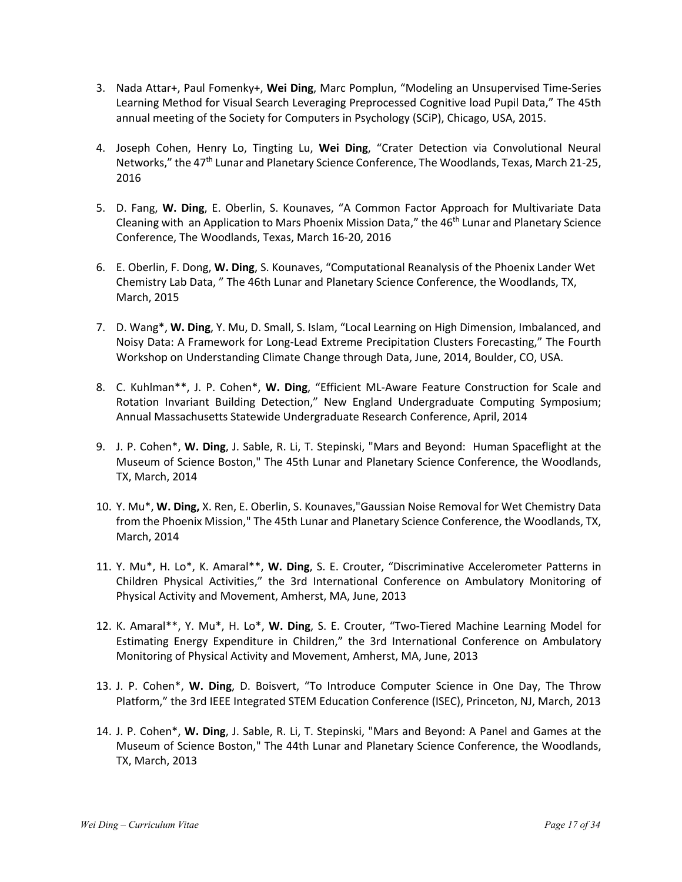3. Nada Attar+, Paul Fomenky+, **Wei Ding**, Marc Pomplun, "Modeling an Unsupervised Time-Series Learning Method for Visual Search Leveraging Preprocessed Cognitive load Pupil Data," The 45th annual meeting of the Society for Computers in Psychology (SCiP), Chicago, USA, 2015.

4. Joseph Cohen, Henry Lo, Tingting Lu, **Wei Ding**, "Crater Detection via Convolutional Neural Networks," the 47th Lunar and Planetary Science Conference, The Woodlands, Texas, March 21-25, 2016

5. D. Fang, **W. Ding**, E. Oberlin, S. Kounaves, "A Common Factor Approach for Multivariate Data Cleaning with an Application to Mars Phoenix Mission Data," the 46th Lunar and Planetary Science Conference, The Woodlands, Texas, March 16-20, 2016

6. E. Oberlin, F. Dong, **W. Ding**, S. Kounaves, "Computational Reanalysis of the Phoenix Lander Wet Chemistry Lab Data, " The 46th Lunar and Planetary Science Conference, the Woodlands, TX, March, 2015

7. D. Wang*, **W. Ding**, Y. Mu, D. Small, S. Islam, "Local Learning on High Dimension, Imbalanced, and Noisy Data: A Framework for Long-Lead Extreme Precipitation Clusters Forecasting," The Fourth Workshop on Understanding Climate Change through Data, June, 2014, Boulder, CO, USA.

8. C. Kuhlman**, J. P. Cohen*, **W. Ding**, "Efficient ML-Aware Feature Construction for Scale and Rotation Invariant Building Detection," New England Undergraduate Computing Symposium; Annual Massachusetts Statewide Undergraduate Research Conference, April, 2014

9. J. P. Cohen*, **W. Ding**, J. Sable, R. Li, T. Stepinski, "Mars and Beyond: Human Spaceflight at the Museum of Science Boston," The 45th Lunar and Planetary Science Conference, the Woodlands, TX, March, 2014

10. Y. Mu*, **W. Ding,** X. Ren, E. Oberlin, S. Kounaves,"Gaussian Noise Removal for Wet Chemistry Data from the Phoenix Mission," The 45th Lunar and Planetary Science Conference, the Woodlands, TX, March, 2014

11. Y. Mu*, H. Lo*, K. Amaral**, **W. Ding**, S. E. Crouter, "Discriminative Accelerometer Patterns in Children Physical Activities," the 3rd International Conference on Ambulatory Monitoring of Physical Activity and Movement, Amherst, MA, June, 2013

12. K. Amaral**, Y. Mu*, H. Lo*, **W. Ding**, S. E. Crouter, "Two-Tiered Machine Learning Model for Estimating Energy Expenditure in Children," the 3rd International Conference on Ambulatory Monitoring of Physical Activity and Movement, Amherst, MA, June, 2013

13. J. P. Cohen*, **W. Ding**, D. Boisvert, "To Introduce Computer Science in One Day, The Throw Platform," the 3rd IEEE Integrated STEM Education Conference (ISEC), Princeton, NJ, March, 2013

14. J. P. Cohen*, **W. Ding**, J. Sable, R. Li, T. Stepinski, "Mars and Beyond: A Panel and Games at the Museum of Science Boston," The 44th Lunar and Planetary Science Conference, the Woodlands, TX, March, 2013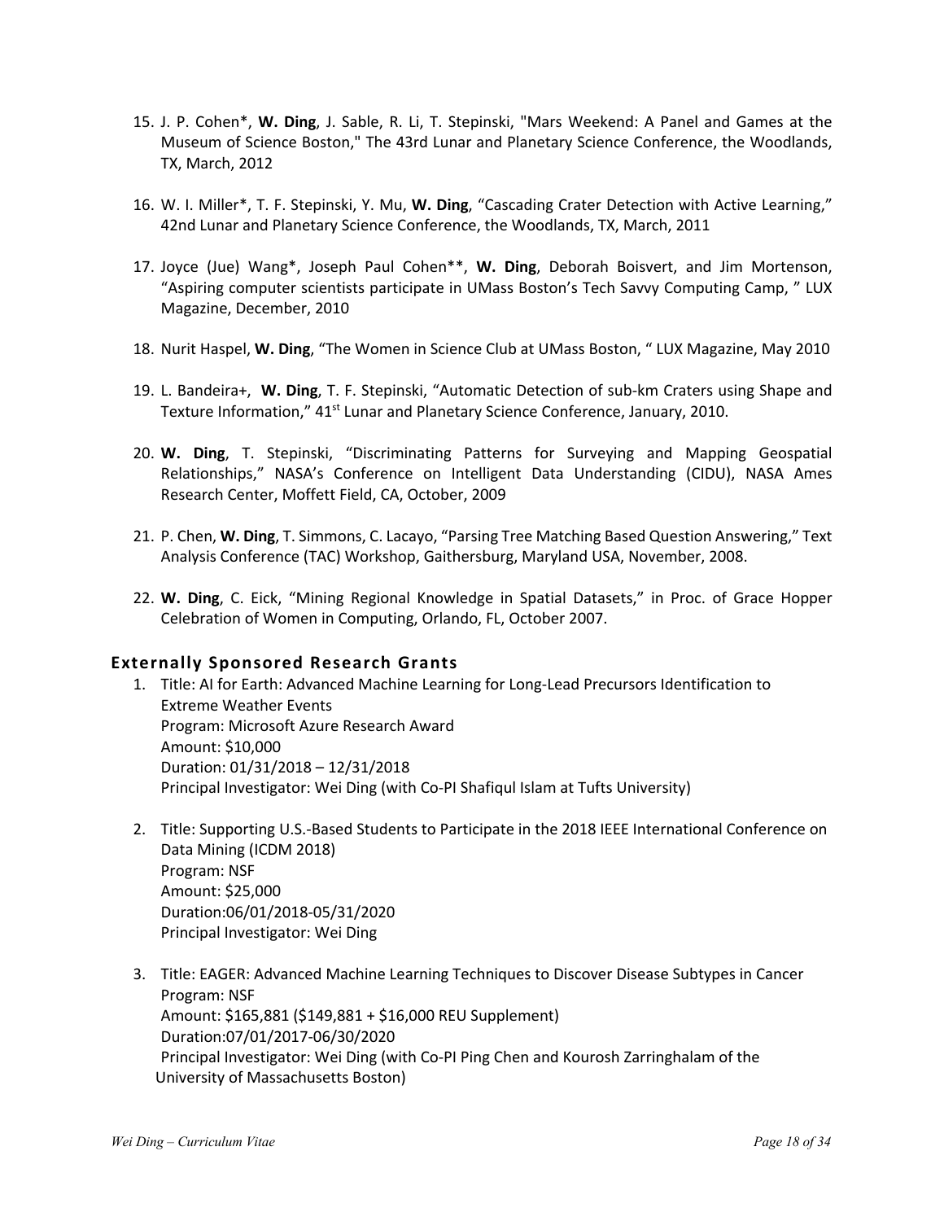15. J. P. Cohen*, **W. Ding**, J. Sable, R. Li, T. Stepinski, "Mars Weekend: A Panel and Games at the Museum of Science Boston," The 43rd Lunar and Planetary Science Conference, the Woodlands, TX, March, 2012

16. W. I. Miller*, T. F. Stepinski, Y. Mu, **W. Ding**, "Cascading Crater Detection with Active Learning," 42nd Lunar and Planetary Science Conference, the Woodlands, TX, March, 2011

17. Joyce (Jue) Wang*, Joseph Paul Cohen**, **W. Ding**, Deborah Boisvert, and Jim Mortenson, "Aspiring computer scientists participate in UMass Boston's Tech Savvy Computing Camp, " LUX Magazine, December, 2010

18. Nurit Haspel, **W. Ding**, "The Women in Science Club at UMass Boston, " LUX Magazine, May 2010

19. L. Bandeira+, **W. Ding**, T. F. Stepinski, "Automatic Detection of sub-km Craters using Shape and Texture Information," 41st Lunar and Planetary Science Conference, January, 2010.

20. **W. Ding**, T. Stepinski, "Discriminating Patterns for Surveying and Mapping Geospatial Relationships," NASA's Conference on Intelligent Data Understanding (CIDU), NASA Ames Research Center, Moffett Field, CA, October, 2009

21. P. Chen, **W. Ding**, T. Simmons, C. Lacayo, "Parsing Tree Matching Based Question Answering," Text Analysis Conference (TAC) Workshop, Gaithersburg, Maryland USA, November, 2008.

22. **W. Ding**, C. Eick, "Mining Regional Knowledge in Spatial Datasets," in Proc. of Grace Hopper Celebration of Women in Computing, Orlando, FL, October 2007.

## Externally Sponsored Research Grants

1. Title: AI for Earth: Advanced Machine Learning for Long-Lead Precursors Identification to Extreme Weather Events
   Program: Microsoft Azure Research Award
   Amount: $10,000
   Duration: 01/31/2018 – 12/31/2018
   Principal Investigator: Wei Ding (with Co-PI Shafiqul Islam at Tufts University)

2. Title: Supporting U.S.-Based Students to Participate in the 2018 IEEE International Conference on Data Mining (ICDM 2018)
   Program: NSF
   Amount: $25,000
   Duration:06/01/2018-05/31/2020
   Principal Investigator: Wei Ding

3. Title: EAGER: Advanced Machine Learning Techniques to Discover Disease Subtypes in Cancer
   Program: NSF
   Amount: $165,881 ($149,881 + $16,000 REU Supplement)
   Duration:07/01/2017-06/30/2020
   Principal Investigator: Wei Ding (with Co-PI Ping Chen and Kourosh Zarringhalam of the University of Massachusetts Boston)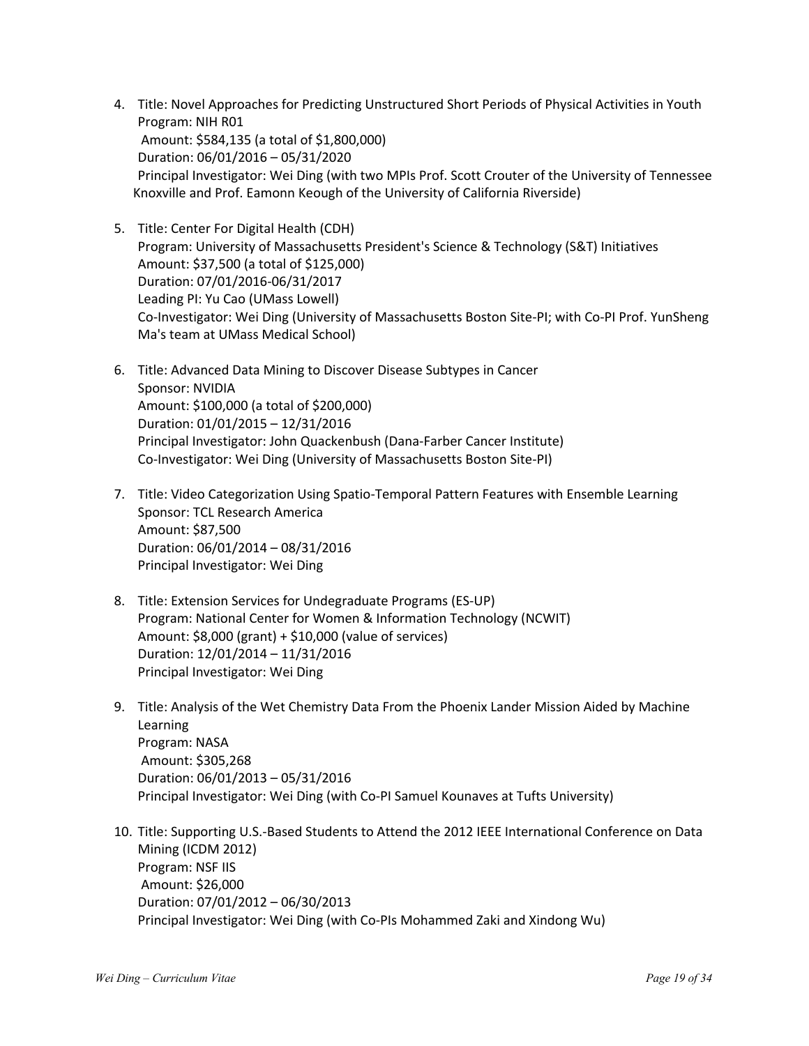4. Title: Novel Approaches for Predicting Unstructured Short Periods of Physical Activities in Youth
   Program: NIH R01
   Amount: $584,135 (a total of $1,800,000)
   Duration: 06/01/2016 – 05/31/2020
   Principal Investigator: Wei Ding (with two MPIs Prof. Scott Crouter of the University of Tennessee Knoxville and Prof. Eamonn Keough of the University of California Riverside)

5. Title: Center For Digital Health (CDH)
   Program: University of Massachusetts President's Science & Technology (S&T) Initiatives
   Amount: $37,500 (a total of $125,000)
   Duration: 07/01/2016-06/31/2017
   Leading PI: Yu Cao (UMass Lowell)
   Co-Investigator: Wei Ding (University of Massachusetts Boston Site-PI; with Co-PI Prof. YunSheng Ma's team at UMass Medical School)

6. Title: Advanced Data Mining to Discover Disease Subtypes in Cancer
   Sponsor: NVIDIA
   Amount: $100,000 (a total of $200,000)
   Duration: 01/01/2015 – 12/31/2016
   Principal Investigator: John Quackenbush (Dana-Farber Cancer Institute)
   Co-Investigator: Wei Ding (University of Massachusetts Boston Site-PI)

7. Title: Video Categorization Using Spatio-Temporal Pattern Features with Ensemble Learning
   Sponsor: TCL Research America
   Amount: $87,500
   Duration: 06/01/2014 – 08/31/2016
   Principal Investigator: Wei Ding

8. Title: Extension Services for Undegraduate Programs (ES-UP)
   Program: National Center for Women & Information Technology (NCWIT)
   Amount: $8,000 (grant) + $10,000 (value of services)
   Duration: 12/01/2014 – 11/31/2016
   Principal Investigator: Wei Ding

9. Title: Analysis of the Wet Chemistry Data From the Phoenix Lander Mission Aided by Machine Learning
   Program: NASA
   Amount: $305,268
   Duration: 06/01/2013 – 05/31/2016
   Principal Investigator: Wei Ding (with Co-PI Samuel Kounaves at Tufts University)

10. Title: Supporting U.S.-Based Students to Attend the 2012 IEEE International Conference on Data Mining (ICDM 2012)
    Program: NSF IIS
    Amount: $26,000
    Duration: 07/01/2012 – 06/30/2013
    Principal Investigator: Wei Ding (with Co-PIs Mohammed Zaki and Xindong Wu)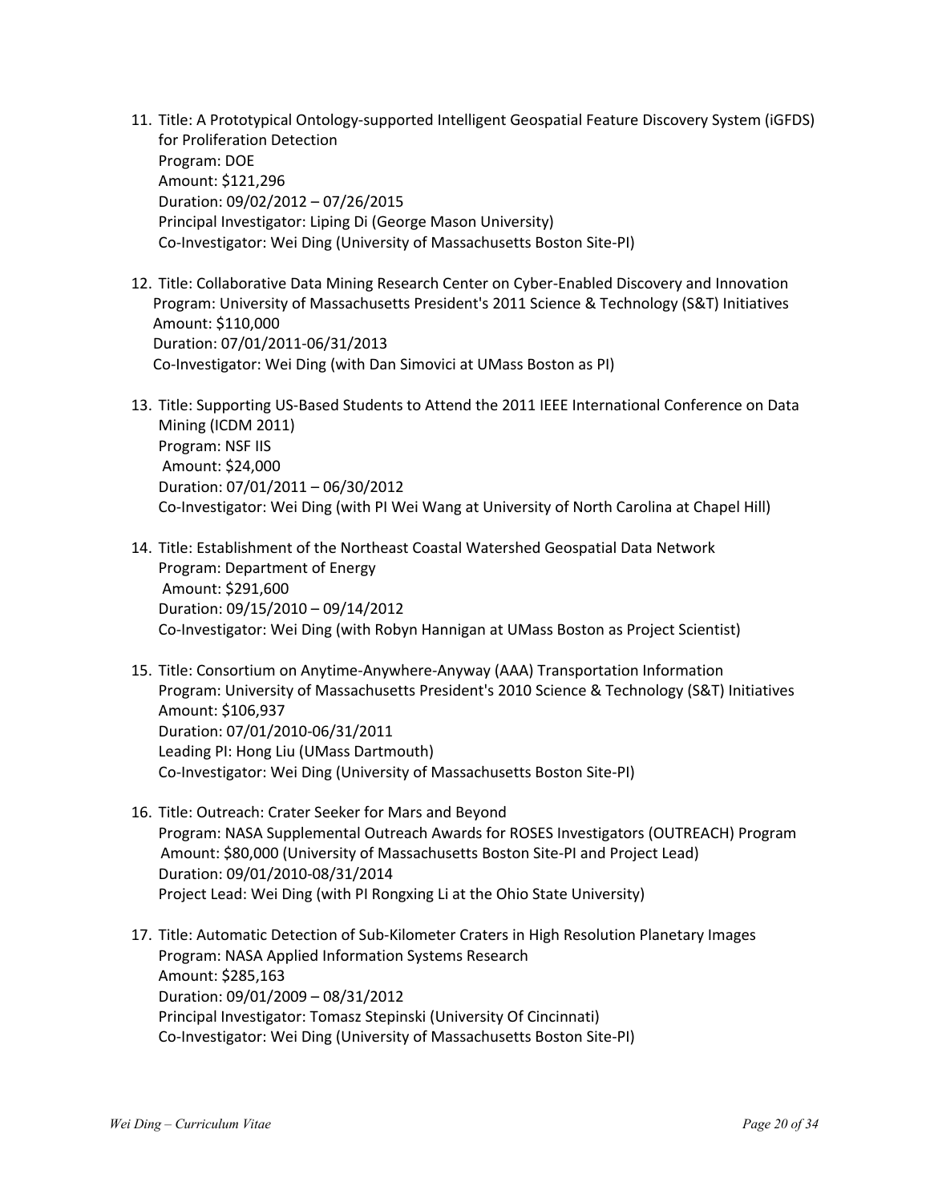11. Title: A Prototypical Ontology-supported Intelligent Geospatial Feature Discovery System (iGFDS) for Proliferation Detection
    Program: DOE
    Amount: $121,296
    Duration: 09/02/2012 – 07/26/2015
    Principal Investigator: Liping Di (George Mason University)
    Co-Investigator: Wei Ding (University of Massachusetts Boston Site-PI)

12. Title: Collaborative Data Mining Research Center on Cyber-Enabled Discovery and Innovation
    Program: University of Massachusetts President's 2011 Science & Technology (S&T) Initiatives
    Amount: $110,000
    Duration: 07/01/2011-06/31/2013
    Co-Investigator: Wei Ding (with Dan Simovici at UMass Boston as PI)

13. Title: Supporting US-Based Students to Attend the 2011 IEEE International Conference on Data Mining (ICDM 2011)
    Program: NSF IIS
    Amount: $24,000
    Duration: 07/01/2011 – 06/30/2012
    Co-Investigator: Wei Ding (with PI Wei Wang at University of North Carolina at Chapel Hill)

14. Title: Establishment of the Northeast Coastal Watershed Geospatial Data Network
    Program: Department of Energy
    Amount: $291,600
    Duration: 09/15/2010 – 09/14/2012
    Co-Investigator: Wei Ding (with Robyn Hannigan at UMass Boston as Project Scientist)

15. Title: Consortium on Anytime-Anywhere-Anyway (AAA) Transportation Information
    Program: University of Massachusetts President's 2010 Science & Technology (S&T) Initiatives
    Amount: $106,937
    Duration: 07/01/2010-06/31/2011
    Leading PI: Hong Liu (UMass Dartmouth)
    Co-Investigator: Wei Ding (University of Massachusetts Boston Site-PI)

16. Title: Outreach: Crater Seeker for Mars and Beyond
    Program: NASA Supplemental Outreach Awards for ROSES Investigators (OUTREACH) Program
    Amount: $80,000 (University of Massachusetts Boston Site-PI and Project Lead)
    Duration: 09/01/2010-08/31/2014
    Project Lead: Wei Ding (with PI Rongxing Li at the Ohio State University)

17. Title: Automatic Detection of Sub-Kilometer Craters in High Resolution Planetary Images
    Program: NASA Applied Information Systems Research
    Amount: $285,163
    Duration: 09/01/2009 – 08/31/2012
    Principal Investigator: Tomasz Stepinski (University Of Cincinnati)
    Co-Investigator: Wei Ding (University of Massachusetts Boston Site-PI)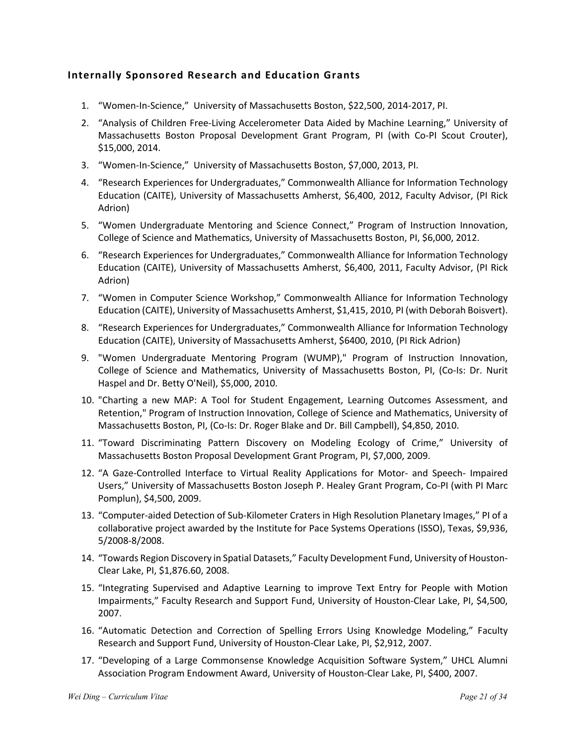### Internally Sponsored Research and Education Grants

1. "Women-In-Science," University of Massachusetts Boston, $22,500, 2014-2017, PI.
2. "Analysis of Children Free-Living Accelerometer Data Aided by Machine Learning," University of Massachusetts Boston Proposal Development Grant Program, PI (with Co-PI Scout Crouter), $15,000, 2014.
3. "Women-In-Science," University of Massachusetts Boston, $7,000, 2013, PI.
4. "Research Experiences for Undergraduates," Commonwealth Alliance for Information Technology Education (CAITE), University of Massachusetts Amherst, $6,400, 2012, Faculty Advisor, (PI Rick Adrion)
5. "Women Undergraduate Mentoring and Science Connect," Program of Instruction Innovation, College of Science and Mathematics, University of Massachusetts Boston, PI, $6,000, 2012.
6. "Research Experiences for Undergraduates," Commonwealth Alliance for Information Technology Education (CAITE), University of Massachusetts Amherst, $6,400, 2011, Faculty Advisor, (PI Rick Adrion)
7. "Women in Computer Science Workshop," Commonwealth Alliance for Information Technology Education (CAITE), University of Massachusetts Amherst, $1,415, 2010, PI (with Deborah Boisvert).
8. "Research Experiences for Undergraduates," Commonwealth Alliance for Information Technology Education (CAITE), University of Massachusetts Amherst, $6400, 2010, (PI Rick Adrion)
9. "Women Undergraduate Mentoring Program (WUMP)," Program of Instruction Innovation, College of Science and Mathematics, University of Massachusetts Boston, PI, (Co-Is: Dr. Nurit Haspel and Dr. Betty O'Neil), $5,000, 2010.
10. "Charting a new MAP: A Tool for Student Engagement, Learning Outcomes Assessment, and Retention," Program of Instruction Innovation, College of Science and Mathematics, University of Massachusetts Boston, PI, (Co-Is: Dr. Roger Blake and Dr. Bill Campbell), $4,850, 2010.
11. "Toward Discriminating Pattern Discovery on Modeling Ecology of Crime," University of Massachusetts Boston Proposal Development Grant Program, PI, $7,000, 2009.
12. "A Gaze-Controlled Interface to Virtual Reality Applications for Motor- and Speech- Impaired Users," University of Massachusetts Boston Joseph P. Healey Grant Program, Co-PI (with PI Marc Pomplun), $4,500, 2009.
13. "Computer-aided Detection of Sub-Kilometer Craters in High Resolution Planetary Images," PI of a collaborative project awarded by the Institute for Pace Systems Operations (ISSO), Texas, $9,936, 5/2008-8/2008.
14. "Towards Region Discovery in Spatial Datasets," Faculty Development Fund, University of Houston-Clear Lake, PI, $1,876.60, 2008.
15. "Integrating Supervised and Adaptive Learning to improve Text Entry for People with Motion Impairments," Faculty Research and Support Fund, University of Houston-Clear Lake, PI, $4,500, 2007.
16. "Automatic Detection and Correction of Spelling Errors Using Knowledge Modeling," Faculty Research and Support Fund, University of Houston-Clear Lake, PI, $2,912, 2007.
17. "Developing of a Large Commonsense Knowledge Acquisition Software System," UHCL Alumni Association Program Endowment Award, University of Houston-Clear Lake, PI, $400, 2007.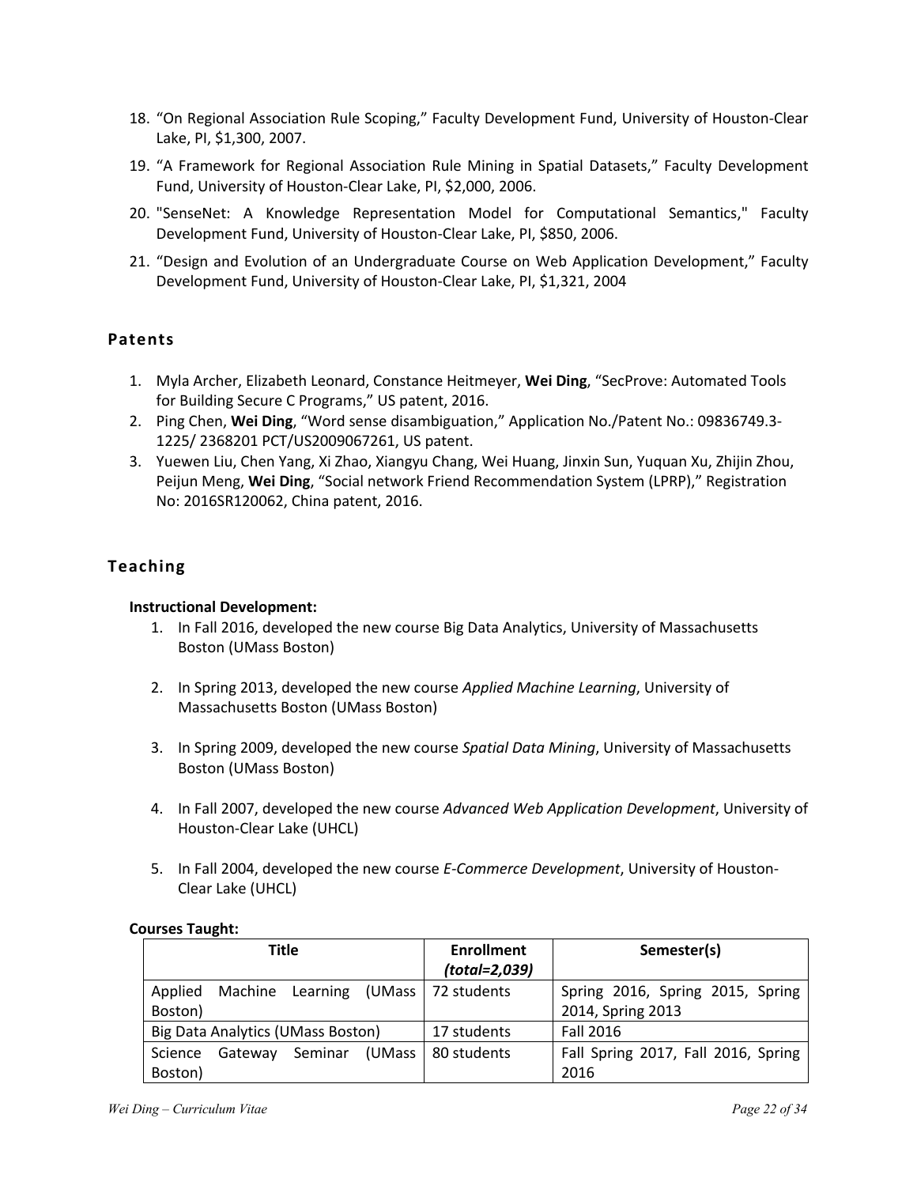18. "On Regional Association Rule Scoping," Faculty Development Fund, University of Houston-Clear Lake, PI, $1,300, 2007.
19. "A Framework for Regional Association Rule Mining in Spatial Datasets," Faculty Development Fund, University of Houston-Clear Lake, PI, $2,000, 2006.
20. "SenseNet: A Knowledge Representation Model for Computational Semantics," Faculty Development Fund, University of Houston-Clear Lake, PI, $850, 2006.
21. "Design and Evolution of an Undergraduate Course on Web Application Development," Faculty Development Fund, University of Houston-Clear Lake, PI, $1,321, 2004

## Patents

1. Myla Archer, Elizabeth Leonard, Constance Heitmeyer, **Wei Ding**, "SecProve: Automated Tools for Building Secure C Programs," US patent, 2016.
2. Ping Chen, **Wei Ding**, "Word sense disambiguation," Application No./Patent No.: 09836749.3-1225/ 2368201 PCT/US2009067261, US patent.
3. Yuewen Liu, Chen Yang, Xi Zhao, Xiangyu Chang, Wei Huang, Jinxin Sun, Yuquan Xu, Zhijin Zhou, Peijun Meng, **Wei Ding**, "Social network Friend Recommendation System (LPRP)," Registration No: 2016SR120062, China patent, 2016.

## Teaching

**Instructional Development:**

1. In Fall 2016, developed the new course Big Data Analytics, University of Massachusetts Boston (UMass Boston)
2. In Spring 2013, developed the new course *Applied Machine Learning*, University of Massachusetts Boston (UMass Boston)
3. In Spring 2009, developed the new course *Spatial Data Mining*, University of Massachusetts Boston (UMass Boston)
4. In Fall 2007, developed the new course *Advanced Web Application Development*, University of Houston-Clear Lake (UHCL)
5. In Fall 2004, developed the new course *E-Commerce Development*, University of Houston-Clear Lake (UHCL)

**Courses Taught:**

| Title | Enrollment *(total=2,039)* | Semester(s) |
| --- | --- | --- |
| Applied Machine Learning (UMass Boston) | 72 students | Spring 2016, Spring 2015, Spring 2014, Spring 2013 |
| Big Data Analytics (UMass Boston) | 17 students | Fall 2016 |
| Science Gateway Seminar (UMass Boston) | 80 students | Fall Spring 2017, Fall 2016, Spring 2016 |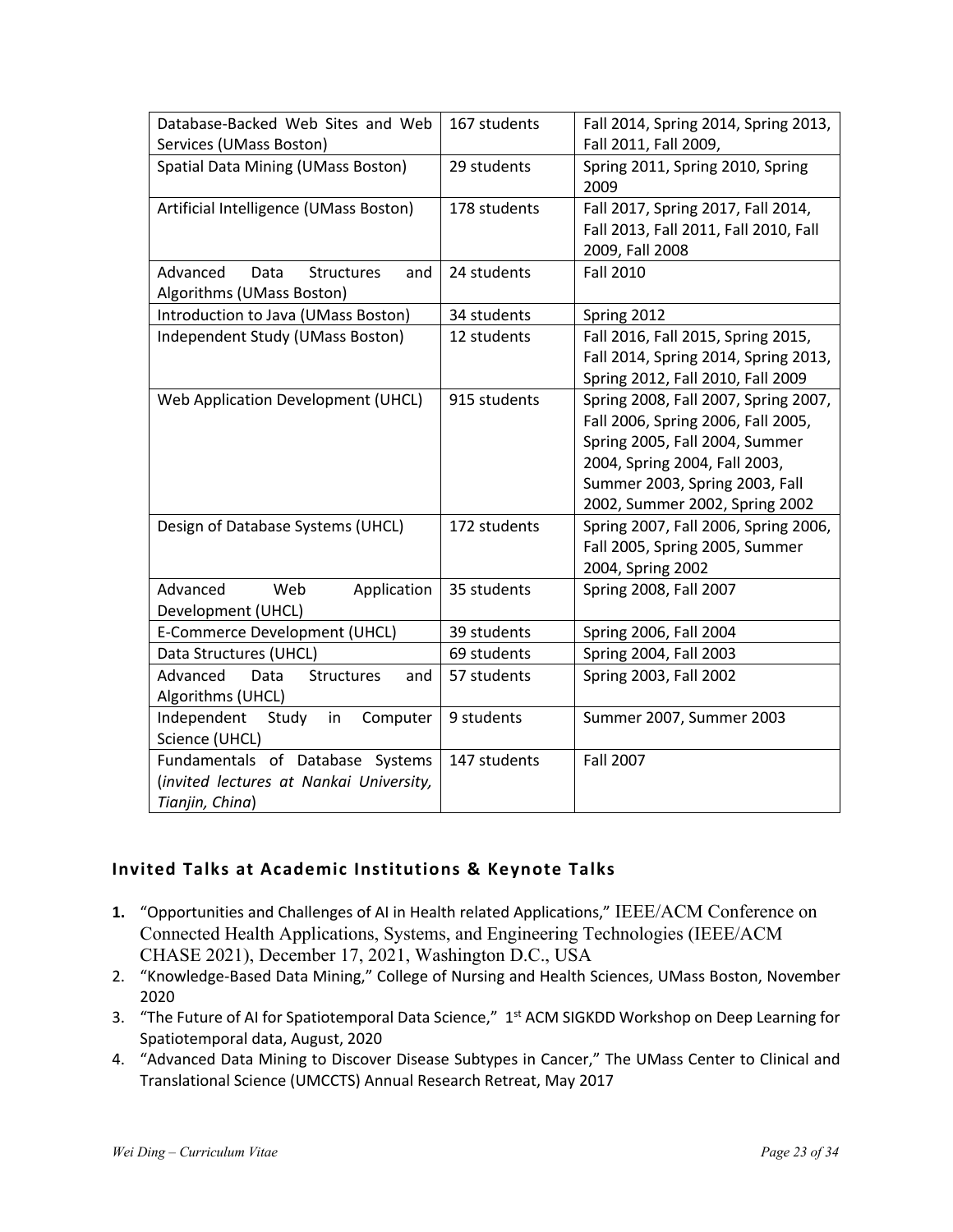| Database-Backed Web Sites and Web Services (UMass Boston) | 167 students | Fall 2014, Spring 2014, Spring 2013, Fall 2011, Fall 2009, |
|---|---|---|
| Spatial Data Mining (UMass Boston) | 29 students | Spring 2011, Spring 2010, Spring 2009 |
| Artificial Intelligence (UMass Boston) | 178 students | Fall 2017, Spring 2017, Fall 2014, Fall 2013, Fall 2011, Fall 2010, Fall 2009, Fall 2008 |
| Advanced Data Structures and Algorithms (UMass Boston) | 24 students | Fall 2010 |
| Introduction to Java (UMass Boston) | 34 students | Spring 2012 |
| Independent Study (UMass Boston) | 12 students | Fall 2016, Fall 2015, Spring 2015, Fall 2014, Spring 2014, Spring 2013, Spring 2012, Fall 2010, Fall 2009 |
| Web Application Development (UHCL) | 915 students | Spring 2008, Fall 2007, Spring 2007, Fall 2006, Spring 2006, Fall 2005, Spring 2005, Fall 2004, Summer 2004, Spring 2004, Fall 2003, Summer 2003, Spring 2003, Fall 2002, Summer 2002, Spring 2002 |
| Design of Database Systems (UHCL) | 172 students | Spring 2007, Fall 2006, Spring 2006, Fall 2005, Spring 2005, Summer 2004, Spring 2002 |
| Advanced Web Application Development (UHCL) | 35 students | Spring 2008, Fall 2007 |
| E-Commerce Development (UHCL) | 39 students | Spring 2006, Fall 2004 |
| Data Structures (UHCL) | 69 students | Spring 2004, Fall 2003 |
| Advanced Data Structures and Algorithms (UHCL) | 57 students | Spring 2003, Fall 2002 |
| Independent Study in Computer Science (UHCL) | 9 students | Summer 2007, Summer 2003 |
| Fundamentals of Database Systems (*invited lectures at Nankai University, Tianjin, China*) | 147 students | Fall 2007 |

## Invited Talks at Academic Institutions & Keynote Talks

1. "Opportunities and Challenges of AI in Health related Applications," IEEE/ACM Conference on Connected Health Applications, Systems, and Engineering Technologies (IEEE/ACM CHASE 2021), December 17, 2021, Washington D.C., USA
2. "Knowledge-Based Data Mining," College of Nursing and Health Sciences, UMass Boston, November 2020
3. "The Future of AI for Spatiotemporal Data Science," 1st ACM SIGKDD Workshop on Deep Learning for Spatiotemporal data, August, 2020
4. "Advanced Data Mining to Discover Disease Subtypes in Cancer," The UMass Center to Clinical and Translational Science (UMCCTS) Annual Research Retreat, May 2017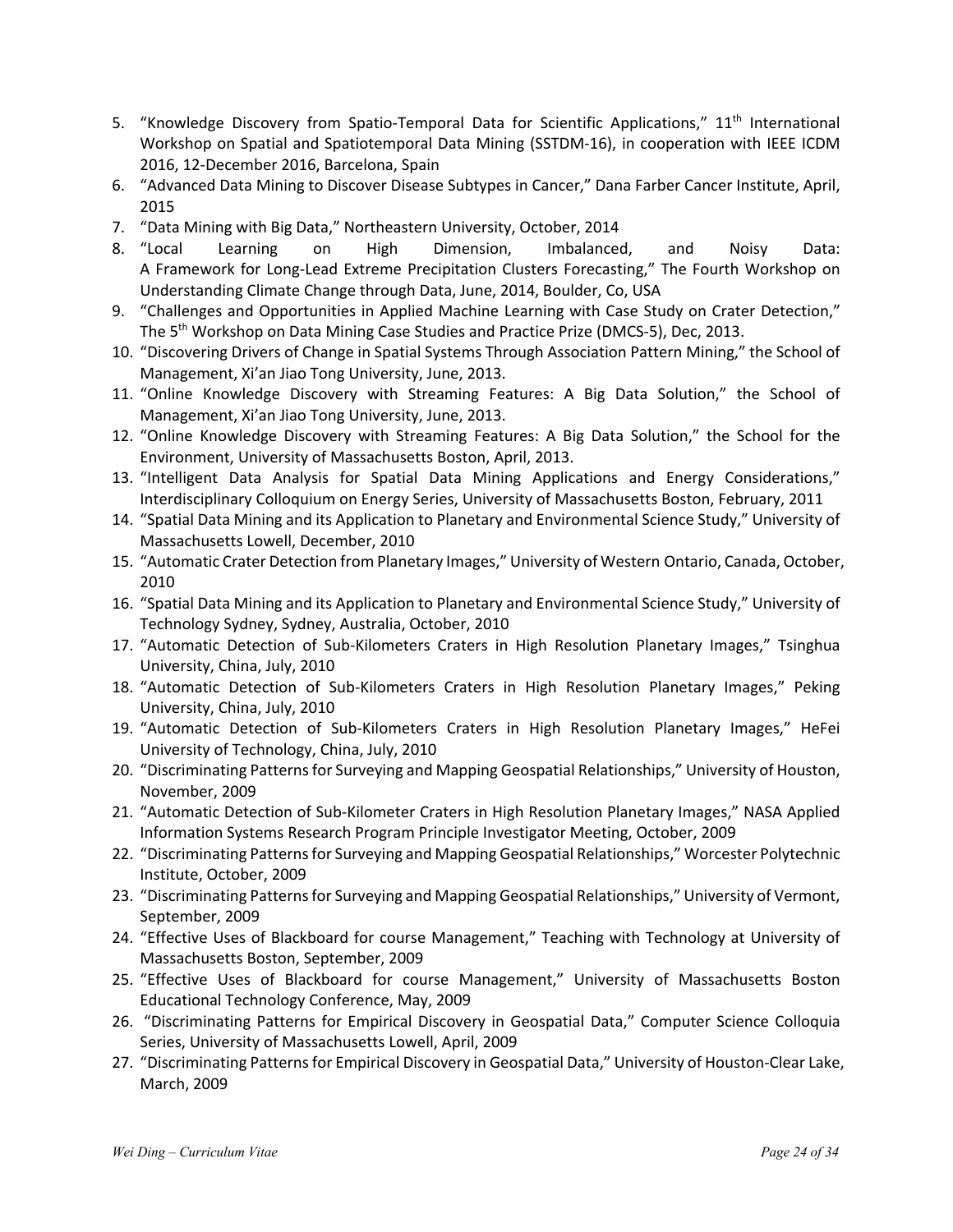5. "Knowledge Discovery from Spatio-Temporal Data for Scientific Applications," 11th International Workshop on Spatial and Spatiotemporal Data Mining (SSTDM-16), in cooperation with IEEE ICDM 2016, 12-December 2016, Barcelona, Spain
6. "Advanced Data Mining to Discover Disease Subtypes in Cancer," Dana Farber Cancer Institute, April, 2015
7. "Data Mining with Big Data," Northeastern University, October, 2014
8. "Local Learning on High Dimension, Imbalanced, and Noisy Data: A Framework for Long-Lead Extreme Precipitation Clusters Forecasting," The Fourth Workshop on Understanding Climate Change through Data, June, 2014, Boulder, Co, USA
9. "Challenges and Opportunities in Applied Machine Learning with Case Study on Crater Detection," The 5th Workshop on Data Mining Case Studies and Practice Prize (DMCS-5), Dec, 2013.
10. "Discovering Drivers of Change in Spatial Systems Through Association Pattern Mining," the School of Management, Xi'an Jiao Tong University, June, 2013.
11. "Online Knowledge Discovery with Streaming Features: A Big Data Solution," the School of Management, Xi'an Jiao Tong University, June, 2013.
12. "Online Knowledge Discovery with Streaming Features: A Big Data Solution," the School for the Environment, University of Massachusetts Boston, April, 2013.
13. "Intelligent Data Analysis for Spatial Data Mining Applications and Energy Considerations," Interdisciplinary Colloquium on Energy Series, University of Massachusetts Boston, February, 2011
14. "Spatial Data Mining and its Application to Planetary and Environmental Science Study," University of Massachusetts Lowell, December, 2010
15. "Automatic Crater Detection from Planetary Images," University of Western Ontario, Canada, October, 2010
16. "Spatial Data Mining and its Application to Planetary and Environmental Science Study," University of Technology Sydney, Sydney, Australia, October, 2010
17. "Automatic Detection of Sub-Kilometers Craters in High Resolution Planetary Images," Tsinghua University, China, July, 2010
18. "Automatic Detection of Sub-Kilometers Craters in High Resolution Planetary Images," Peking University, China, July, 2010
19. "Automatic Detection of Sub-Kilometers Craters in High Resolution Planetary Images," HeFei University of Technology, China, July, 2010
20. "Discriminating Patterns for Surveying and Mapping Geospatial Relationships," University of Houston, November, 2009
21. "Automatic Detection of Sub-Kilometer Craters in High Resolution Planetary Images," NASA Applied Information Systems Research Program Principle Investigator Meeting, October, 2009
22. "Discriminating Patterns for Surveying and Mapping Geospatial Relationships," Worcester Polytechnic Institute, October, 2009
23. "Discriminating Patterns for Surveying and Mapping Geospatial Relationships," University of Vermont, September, 2009
24. "Effective Uses of Blackboard for course Management," Teaching with Technology at University of Massachusetts Boston, September, 2009
25. "Effective Uses of Blackboard for course Management," University of Massachusetts Boston Educational Technology Conference, May, 2009
26. "Discriminating Patterns for Empirical Discovery in Geospatial Data," Computer Science Colloquia Series, University of Massachusetts Lowell, April, 2009
27. "Discriminating Patterns for Empirical Discovery in Geospatial Data," University of Houston-Clear Lake, March, 2009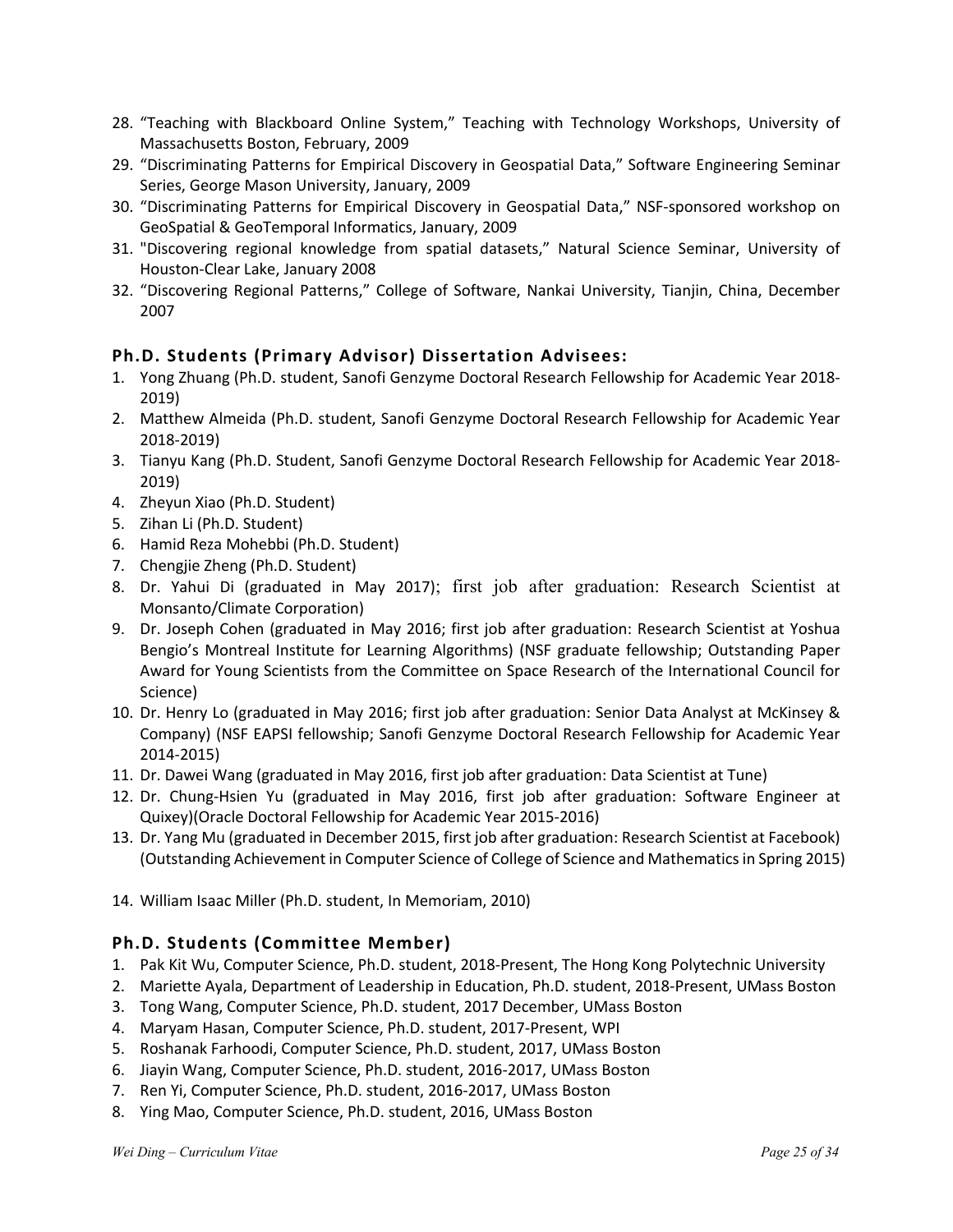28. “Teaching with Blackboard Online System,” Teaching with Technology Workshops, University of Massachusetts Boston, February, 2009
29. “Discriminating Patterns for Empirical Discovery in Geospatial Data,” Software Engineering Seminar Series, George Mason University, January, 2009
30. “Discriminating Patterns for Empirical Discovery in Geospatial Data,” NSF-sponsored workshop on GeoSpatial & GeoTemporal Informatics, January, 2009
31. "Discovering regional knowledge from spatial datasets,” Natural Science Seminar, University of Houston-Clear Lake, January 2008
32. “Discovering Regional Patterns,” College of Software, Nankai University, Tianjin, China, December 2007

### Ph.D. Students (Primary Advisor) Dissertation Advisees:

1. Yong Zhuang (Ph.D. student, Sanofi Genzyme Doctoral Research Fellowship for Academic Year 2018-2019)
2. Matthew Almeida (Ph.D. student, Sanofi Genzyme Doctoral Research Fellowship for Academic Year 2018-2019)
3. Tianyu Kang (Ph.D. Student, Sanofi Genzyme Doctoral Research Fellowship for Academic Year 2018-2019)
4. Zheyun Xiao (Ph.D. Student)
5. Zihan Li (Ph.D. Student)
6. Hamid Reza Mohebbi (Ph.D. Student)
7. Chengjie Zheng (Ph.D. Student)
8. Dr. Yahui Di (graduated in May 2017); first job after graduation: Research Scientist at Monsanto/Climate Corporation)
9. Dr. Joseph Cohen (graduated in May 2016; first job after graduation: Research Scientist at Yoshua Bengio’s Montreal Institute for Learning Algorithms) (NSF graduate fellowship; Outstanding Paper Award for Young Scientists from the Committee on Space Research of the International Council for Science)
10. Dr. Henry Lo (graduated in May 2016; first job after graduation: Senior Data Analyst at McKinsey & Company) (NSF EAPSI fellowship; Sanofi Genzyme Doctoral Research Fellowship for Academic Year 2014-2015)
11. Dr. Dawei Wang (graduated in May 2016, first job after graduation: Data Scientist at Tune)
12. Dr. Chung-Hsien Yu (graduated in May 2016, first job after graduation: Software Engineer at Quixey)(Oracle Doctoral Fellowship for Academic Year 2015-2016)
13. Dr. Yang Mu (graduated in December 2015, first job after graduation: Research Scientist at Facebook) (Outstanding Achievement in Computer Science of College of Science and Mathematics in Spring 2015)
14. William Isaac Miller (Ph.D. student, In Memoriam, 2010)

### Ph.D. Students (Committee Member)

1. Pak Kit Wu, Computer Science, Ph.D. student, 2018-Present, The Hong Kong Polytechnic University
2. Mariette Ayala, Department of Leadership in Education, Ph.D. student, 2018-Present, UMass Boston
3. Tong Wang, Computer Science, Ph.D. student, 2017 December, UMass Boston
4. Maryam Hasan, Computer Science, Ph.D. student, 2017-Present, WPI
5. Roshanak Farhoodi, Computer Science, Ph.D. student, 2017, UMass Boston
6. Jiayin Wang, Computer Science, Ph.D. student, 2016-2017, UMass Boston
7. Ren Yi, Computer Science, Ph.D. student, 2016-2017, UMass Boston
8. Ying Mao, Computer Science, Ph.D. student, 2016, UMass Boston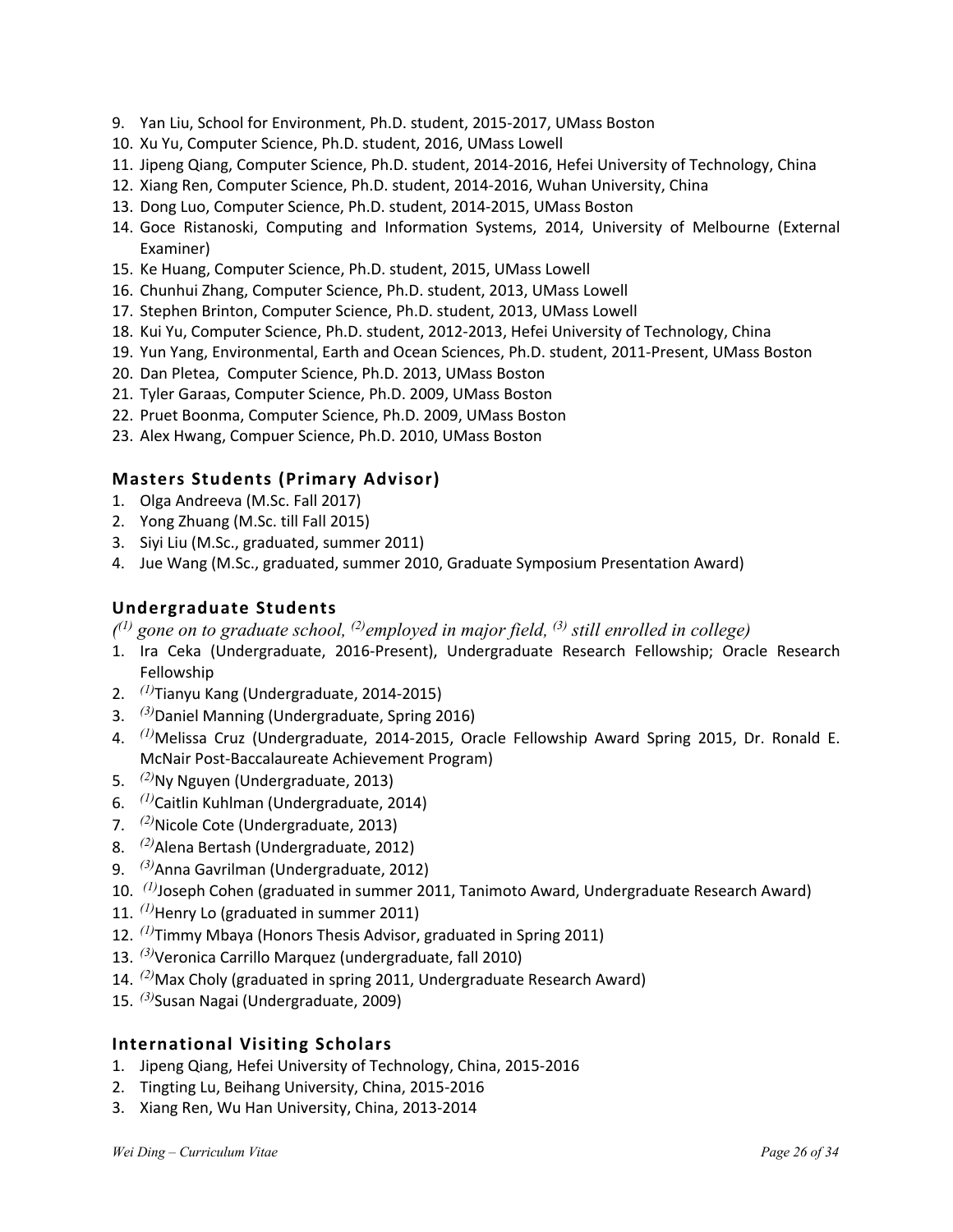9. Yan Liu, School for Environment, Ph.D. student, 2015-2017, UMass Boston
10. Xu Yu, Computer Science, Ph.D. student, 2016, UMass Lowell
11. Jipeng Qiang, Computer Science, Ph.D. student, 2014-2016, Hefei University of Technology, China
12. Xiang Ren, Computer Science, Ph.D. student, 2014-2016, Wuhan University, China
13. Dong Luo, Computer Science, Ph.D. student, 2014-2015, UMass Boston
14. Goce Ristanoski, Computing and Information Systems, 2014, University of Melbourne (External Examiner)
15. Ke Huang, Computer Science, Ph.D. student, 2015, UMass Lowell
16. Chunhui Zhang, Computer Science, Ph.D. student, 2013, UMass Lowell
17. Stephen Brinton, Computer Science, Ph.D. student, 2013, UMass Lowell
18. Kui Yu, Computer Science, Ph.D. student, 2012-2013, Hefei University of Technology, China
19. Yun Yang, Environmental, Earth and Ocean Sciences, Ph.D. student, 2011-Present, UMass Boston
20. Dan Pletea, Computer Science, Ph.D. 2013, UMass Boston
21. Tyler Garaas, Computer Science, Ph.D. 2009, UMass Boston
22. Pruet Boonma, Computer Science, Ph.D. 2009, UMass Boston
23. Alex Hwang, Compuer Science, Ph.D. 2010, UMass Boston

### Masters Students (Primary Advisor)

1. Olga Andreeva (M.Sc. Fall 2017)
2. Yong Zhuang (M.Sc. till Fall 2015)
3. Siyi Liu (M.Sc., graduated, summer 2011)
4. Jue Wang (M.Sc., graduated, summer 2010, Graduate Symposium Presentation Award)

### Undergraduate Students

*([1] gone on to graduate school, [2] employed in major field, [3] still enrolled in college)*

1. Ira Ceka (Undergraduate, 2016-Present), Undergraduate Research Fellowship; Oracle Research Fellowship
2. [1] Tianyu Kang (Undergraduate, 2014-2015)
3. [3] Daniel Manning (Undergraduate, Spring 2016)
4. [1] Melissa Cruz (Undergraduate, 2014-2015, Oracle Fellowship Award Spring 2015, Dr. Ronald E. McNair Post-Baccalaureate Achievement Program)
5. [2] Ny Nguyen (Undergraduate, 2013)
6. [1] Caitlin Kuhlman (Undergraduate, 2014)
7. [2] Nicole Cote (Undergraduate, 2013)
8. [2] Alena Bertash (Undergraduate, 2012)
9. [3] Anna Gavrilman (Undergraduate, 2012)
10. [1] Joseph Cohen (graduated in summer 2011, Tanimoto Award, Undergraduate Research Award)
11. [1] Henry Lo (graduated in summer 2011)
12. [1] Timmy Mbaya (Honors Thesis Advisor, graduated in Spring 2011)
13. [3] Veronica Carrillo Marquez (undergraduate, fall 2010)
14. [2] Max Choly (graduated in spring 2011, Undergraduate Research Award)
15. [3] Susan Nagai (Undergraduate, 2009)

### International Visiting Scholars

1. Jipeng Qiang, Hefei University of Technology, China, 2015-2016
2. Tingting Lu, Beihang University, China, 2015-2016
3. Xiang Ren, Wu Han University, China, 2013-2014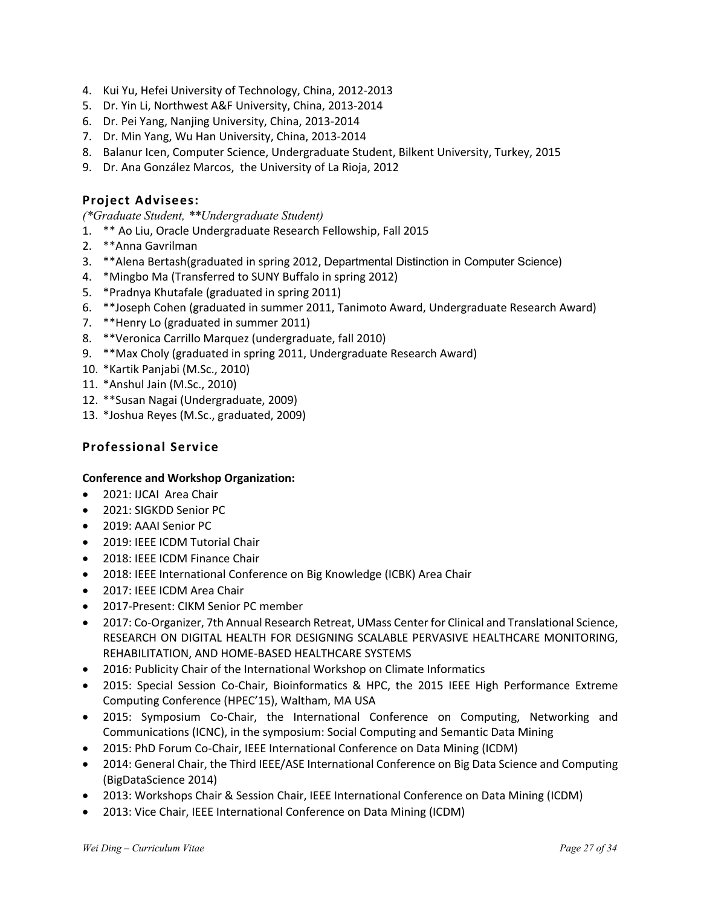4. Kui Yu, Hefei University of Technology, China, 2012-2013
5. Dr. Yin Li, Northwest A&F University, China, 2013-2014
6. Dr. Pei Yang, Nanjing University, China, 2013-2014
7. Dr. Min Yang, Wu Han University, China, 2013-2014
8. Balanur Icen, Computer Science, Undergraduate Student, Bilkent University, Turkey, 2015
9. Dr. Ana González Marcos, the University of La Rioja, 2012

### Project Advisees:

*(*Graduate Student, **Undergraduate Student)*

1. ** Ao Liu, Oracle Undergraduate Research Fellowship, Fall 2015
2. **Anna Gavrilman
3. **Alena Bertash(graduated in spring 2012, Departmental Distinction in Computer Science)
4. *Mingbo Ma (Transferred to SUNY Buffalo in spring 2012)
5. *Pradnya Khutafale (graduated in spring 2011)
6. **Joseph Cohen (graduated in summer 2011, Tanimoto Award, Undergraduate Research Award)
7. **Henry Lo (graduated in summer 2011)
8. **Veronica Carrillo Marquez (undergraduate, fall 2010)
9. **Max Choly (graduated in spring 2011, Undergraduate Research Award)
10. *Kartik Panjabi (M.Sc., 2010)
11. *Anshul Jain (M.Sc., 2010)
12. **Susan Nagai (Undergraduate, 2009)
13. *Joshua Reyes (M.Sc., graduated, 2009)

## Professional Service

**Conference and Workshop Organization:**

- 2021: IJCAI Area Chair
- 2021: SIGKDD Senior PC
- 2019: AAAI Senior PC
- 2019: IEEE ICDM Tutorial Chair
- 2018: IEEE ICDM Finance Chair
- 2018: IEEE International Conference on Big Knowledge (ICBK) Area Chair
- 2017: IEEE ICDM Area Chair
- 2017-Present: CIKM Senior PC member
- 2017: Co-Organizer, 7th Annual Research Retreat, UMass Center for Clinical and Translational Science, RESEARCH ON DIGITAL HEALTH FOR DESIGNING SCALABLE PERVASIVE HEALTHCARE MONITORING, REHABILITATION, AND HOME-BASED HEALTHCARE SYSTEMS
- 2016: Publicity Chair of the International Workshop on Climate Informatics
- 2015: Special Session Co-Chair, Bioinformatics & HPC, the 2015 IEEE High Performance Extreme Computing Conference (HPEC'15), Waltham, MA USA
- 2015: Symposium Co-Chair, the International Conference on Computing, Networking and Communications (ICNC), in the symposium: Social Computing and Semantic Data Mining
- 2015: PhD Forum Co-Chair, IEEE International Conference on Data Mining (ICDM)
- 2014: General Chair, the Third IEEE/ASE International Conference on Big Data Science and Computing (BigDataScience 2014)
- 2013: Workshops Chair & Session Chair, IEEE International Conference on Data Mining (ICDM)
- 2013: Vice Chair, IEEE International Conference on Data Mining (ICDM)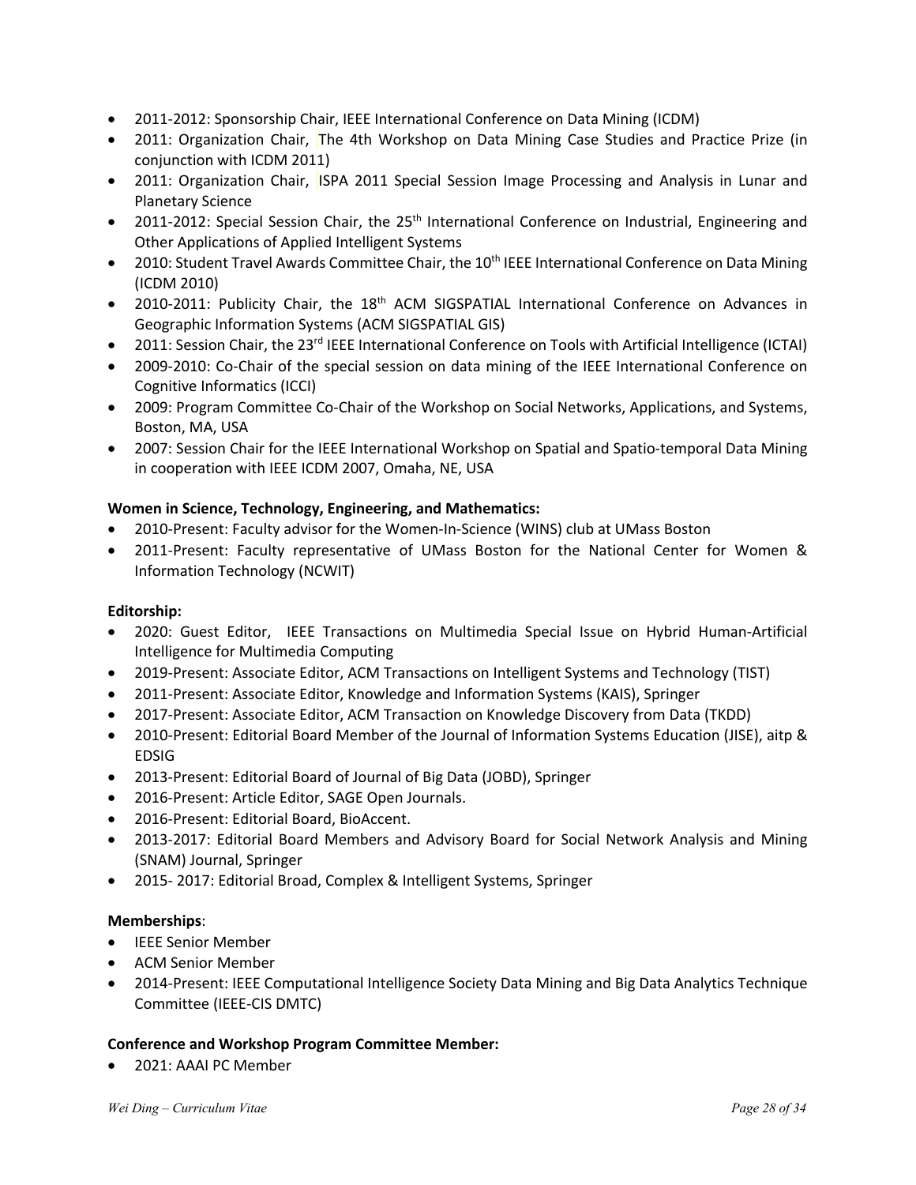- 2011-2012: Sponsorship Chair, IEEE International Conference on Data Mining (ICDM)
- 2011: Organization Chair, The 4th Workshop on Data Mining Case Studies and Practice Prize (in conjunction with ICDM 2011)
- 2011: Organization Chair, ISPA 2011 Special Session Image Processing and Analysis in Lunar and Planetary Science
- 2011-2012: Special Session Chair, the 25th International Conference on Industrial, Engineering and Other Applications of Applied Intelligent Systems
- 2010: Student Travel Awards Committee Chair, the 10th IEEE International Conference on Data Mining (ICDM 2010)
- 2010-2011: Publicity Chair, the 18th ACM SIGSPATIAL International Conference on Advances in Geographic Information Systems (ACM SIGSPATIAL GIS)
- 2011: Session Chair, the 23rd IEEE International Conference on Tools with Artificial Intelligence (ICTAI)
- 2009-2010: Co-Chair of the special session on data mining of the IEEE International Conference on Cognitive Informatics (ICCI)
- 2009: Program Committee Co-Chair of the Workshop on Social Networks, Applications, and Systems, Boston, MA, USA
- 2007: Session Chair for the IEEE International Workshop on Spatial and Spatio-temporal Data Mining in cooperation with IEEE ICDM 2007, Omaha, NE, USA

**Women in Science, Technology, Engineering, and Mathematics:**

- 2010-Present: Faculty advisor for the Women-In-Science (WINS) club at UMass Boston
- 2011-Present: Faculty representative of UMass Boston for the National Center for Women & Information Technology (NCWIT)

**Editorship:**

- 2020: Guest Editor, IEEE Transactions on Multimedia Special Issue on Hybrid Human-Artificial Intelligence for Multimedia Computing
- 2019-Present: Associate Editor, ACM Transactions on Intelligent Systems and Technology (TIST)
- 2011-Present: Associate Editor, Knowledge and Information Systems (KAIS), Springer
- 2017-Present: Associate Editor, ACM Transaction on Knowledge Discovery from Data (TKDD)
- 2010-Present: Editorial Board Member of the Journal of Information Systems Education (JISE), aitp & EDSIG
- 2013-Present: Editorial Board of Journal of Big Data (JOBD), Springer
- 2016-Present: Article Editor, SAGE Open Journals.
- 2016-Present: Editorial Board, BioAccent.
- 2013-2017: Editorial Board Members and Advisory Board for Social Network Analysis and Mining (SNAM) Journal, Springer
- 2015- 2017: Editorial Broad, Complex & Intelligent Systems, Springer

**Memberships**:

- IEEE Senior Member
- ACM Senior Member
- 2014-Present: IEEE Computational Intelligence Society Data Mining and Big Data Analytics Technique Committee (IEEE-CIS DMTC)

**Conference and Workshop Program Committee Member:**

- 2021: AAAI PC Member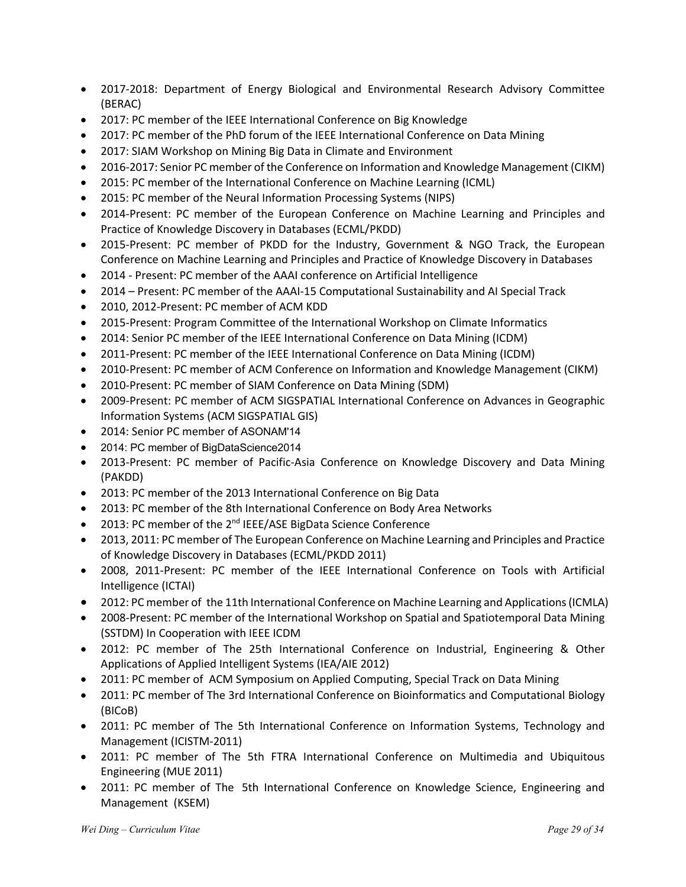- 2017-2018: Department of Energy Biological and Environmental Research Advisory Committee (BERAC)
- 2017: PC member of the IEEE International Conference on Big Knowledge
- 2017: PC member of the PhD forum of the IEEE International Conference on Data Mining
- 2017: SIAM Workshop on Mining Big Data in Climate and Environment
- 2016-2017: Senior PC member of the Conference on Information and Knowledge Management (CIKM)
- 2015: PC member of the International Conference on Machine Learning (ICML)
- 2015: PC member of the Neural Information Processing Systems (NIPS)
- 2014-Present: PC member of the European Conference on Machine Learning and Principles and Practice of Knowledge Discovery in Databases (ECML/PKDD)
- 2015-Present: PC member of PKDD for the Industry, Government & NGO Track, the European Conference on Machine Learning and Principles and Practice of Knowledge Discovery in Databases
- 2014 - Present: PC member of the AAAI conference on Artificial Intelligence
- 2014 – Present: PC member of the AAAI-15 Computational Sustainability and AI Special Track
- 2010, 2012-Present: PC member of ACM KDD
- 2015-Present: Program Committee of the International Workshop on Climate Informatics
- 2014: Senior PC member of the IEEE International Conference on Data Mining (ICDM)
- 2011-Present: PC member of the IEEE International Conference on Data Mining (ICDM)
- 2010-Present: PC member of ACM Conference on Information and Knowledge Management (CIKM)
- 2010-Present: PC member of SIAM Conference on Data Mining (SDM)
- 2009-Present: PC member of ACM SIGSPATIAL International Conference on Advances in Geographic Information Systems (ACM SIGSPATIAL GIS)
- 2014: Senior PC member of ASONAM'14
- 2014: PC member of BigDataScience2014
- 2013-Present: PC member of Pacific-Asia Conference on Knowledge Discovery and Data Mining (PAKDD)
- 2013: PC member of the 2013 International Conference on Big Data
- 2013: PC member of the 8th International Conference on Body Area Networks
- 2013: PC member of the 2nd IEEE/ASE BigData Science Conference
- 2013, 2011: PC member of The European Conference on Machine Learning and Principles and Practice of Knowledge Discovery in Databases (ECML/PKDD 2011)
- 2008, 2011-Present: PC member of the IEEE International Conference on Tools with Artificial Intelligence (ICTAI)
- 2012: PC member of the 11th International Conference on Machine Learning and Applications (ICMLA)
- 2008-Present: PC member of the International Workshop on Spatial and Spatiotemporal Data Mining (SSTDM) In Cooperation with IEEE ICDM
- 2012: PC member of The 25th International Conference on Industrial, Engineering & Other Applications of Applied Intelligent Systems (IEA/AIE 2012)
- 2011: PC member of ACM Symposium on Applied Computing, Special Track on Data Mining
- 2011: PC member of The 3rd International Conference on Bioinformatics and Computational Biology (BICoB)
- 2011: PC member of The 5th International Conference on Information Systems, Technology and Management (ICISTM-2011)
- 2011: PC member of The 5th FTRA International Conference on Multimedia and Ubiquitous Engineering (MUE 2011)
- 2011: PC member of The 5th International Conference on Knowledge Science, Engineering and Management (KSEM)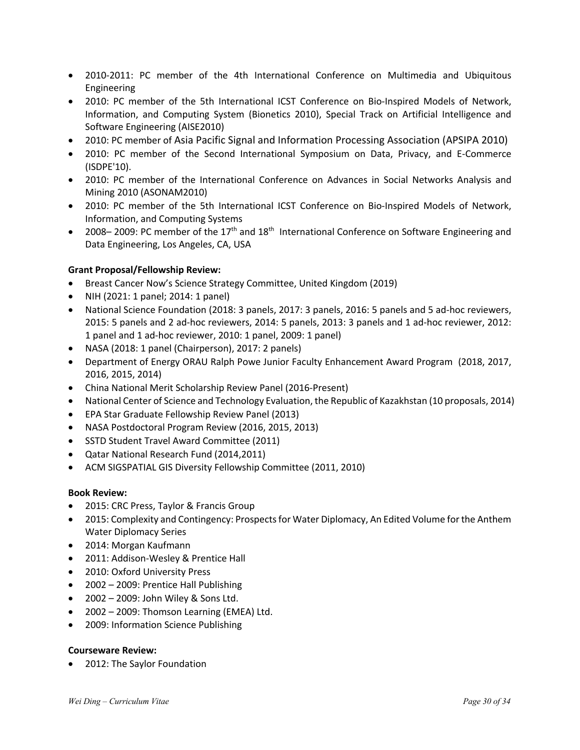- 2010-2011: PC member of the 4th International Conference on Multimedia and Ubiquitous Engineering
- 2010: PC member of the 5th International ICST Conference on Bio-Inspired Models of Network, Information, and Computing System (Bionetics 2010), Special Track on Artificial Intelligence and Software Engineering (AISE2010)
- 2010: PC member of Asia Pacific Signal and Information Processing Association (APSIPA 2010)
- 2010: PC member of the Second International Symposium on Data, Privacy, and E-Commerce (ISDPE'10).
- 2010: PC member of the International Conference on Advances in Social Networks Analysis and Mining 2010 (ASONAM2010)
- 2010: PC member of the 5th International ICST Conference on Bio-Inspired Models of Network, Information, and Computing Systems
- 2008– 2009: PC member of the 17th and 18th International Conference on Software Engineering and Data Engineering, Los Angeles, CA, USA

**Grant Proposal/Fellowship Review:**

- Breast Cancer Now's Science Strategy Committee, United Kingdom (2019)
- NIH (2021: 1 panel; 2014: 1 panel)
- National Science Foundation (2018: 3 panels, 2017: 3 panels, 2016: 5 panels and 5 ad-hoc reviewers, 2015: 5 panels and 2 ad-hoc reviewers, 2014: 5 panels, 2013: 3 panels and 1 ad-hoc reviewer, 2012: 1 panel and 1 ad-hoc reviewer, 2010: 1 panel, 2009: 1 panel)
- NASA (2018: 1 panel (Chairperson), 2017: 2 panels)
- Department of Energy ORAU Ralph Powe Junior Faculty Enhancement Award Program (2018, 2017, 2016, 2015, 2014)
- China National Merit Scholarship Review Panel (2016-Present)
- National Center of Science and Technology Evaluation, the Republic of Kazakhstan (10 proposals, 2014)
- EPA Star Graduate Fellowship Review Panel (2013)
- NASA Postdoctoral Program Review (2016, 2015, 2013)
- SSTD Student Travel Award Committee (2011)
- Qatar National Research Fund (2014,2011)
- ACM SIGSPATIAL GIS Diversity Fellowship Committee (2011, 2010)

**Book Review:**

- 2015: CRC Press, Taylor & Francis Group
- 2015: Complexity and Contingency: Prospects for Water Diplomacy, An Edited Volume for the Anthem Water Diplomacy Series
- 2014: Morgan Kaufmann
- 2011: Addison-Wesley & Prentice Hall
- 2010: Oxford University Press
- 2002 – 2009: Prentice Hall Publishing
- 2002 – 2009: John Wiley & Sons Ltd.
- 2002 – 2009: Thomson Learning (EMEA) Ltd.
- 2009: Information Science Publishing

**Courseware Review:**

- 2012: The Saylor Foundation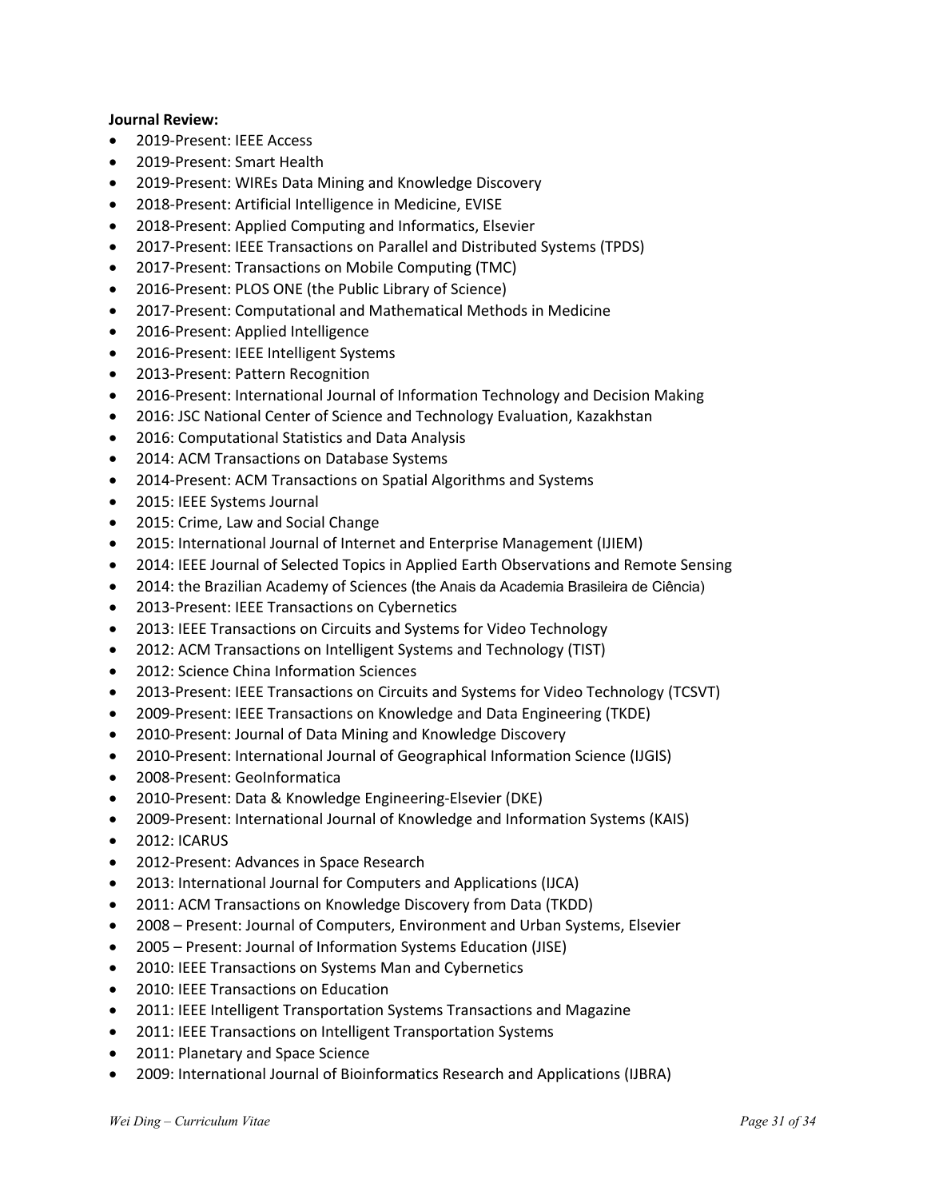**Journal Review:**

- 2019-Present: IEEE Access
- 2019-Present: Smart Health
- 2019-Present: WIREs Data Mining and Knowledge Discovery
- 2018-Present: Artificial Intelligence in Medicine, EVISE
- 2018-Present: Applied Computing and Informatics, Elsevier
- 2017-Present: IEEE Transactions on Parallel and Distributed Systems (TPDS)
- 2017-Present: Transactions on Mobile Computing (TMC)
- 2016-Present: PLOS ONE (the Public Library of Science)
- 2017-Present: Computational and Mathematical Methods in Medicine
- 2016-Present: Applied Intelligence
- 2016-Present: IEEE Intelligent Systems
- 2013-Present: Pattern Recognition
- 2016-Present: International Journal of Information Technology and Decision Making
- 2016: JSC National Center of Science and Technology Evaluation, Kazakhstan
- 2016: Computational Statistics and Data Analysis
- 2014: ACM Transactions on Database Systems
- 2014-Present: ACM Transactions on Spatial Algorithms and Systems
- 2015: IEEE Systems Journal
- 2015: Crime, Law and Social Change
- 2015: International Journal of Internet and Enterprise Management (IJIEM)
- 2014: IEEE Journal of Selected Topics in Applied Earth Observations and Remote Sensing
- 2014: the Brazilian Academy of Sciences (the Anais da Academia Brasileira de Ciência)
- 2013-Present: IEEE Transactions on Cybernetics
- 2013: IEEE Transactions on Circuits and Systems for Video Technology
- 2012: ACM Transactions on Intelligent Systems and Technology (TIST)
- 2012: Science China Information Sciences
- 2013-Present: IEEE Transactions on Circuits and Systems for Video Technology (TCSVT)
- 2009-Present: IEEE Transactions on Knowledge and Data Engineering (TKDE)
- 2010-Present: Journal of Data Mining and Knowledge Discovery
- 2010-Present: International Journal of Geographical Information Science (IJGIS)
- 2008-Present: GeoInformatica
- 2010-Present: Data & Knowledge Engineering-Elsevier (DKE)
- 2009-Present: International Journal of Knowledge and Information Systems (KAIS)
- 2012: ICARUS
- 2012-Present: Advances in Space Research
- 2013: International Journal for Computers and Applications (IJCA)
- 2011: ACM Transactions on Knowledge Discovery from Data (TKDD)
- 2008 – Present: Journal of Computers, Environment and Urban Systems, Elsevier
- 2005 – Present: Journal of Information Systems Education (JISE)
- 2010: IEEE Transactions on Systems Man and Cybernetics
- 2010: IEEE Transactions on Education
- 2011: IEEE Intelligent Transportation Systems Transactions and Magazine
- 2011: IEEE Transactions on Intelligent Transportation Systems
- 2011: Planetary and Space Science
- 2009: International Journal of Bioinformatics Research and Applications (IJBRA)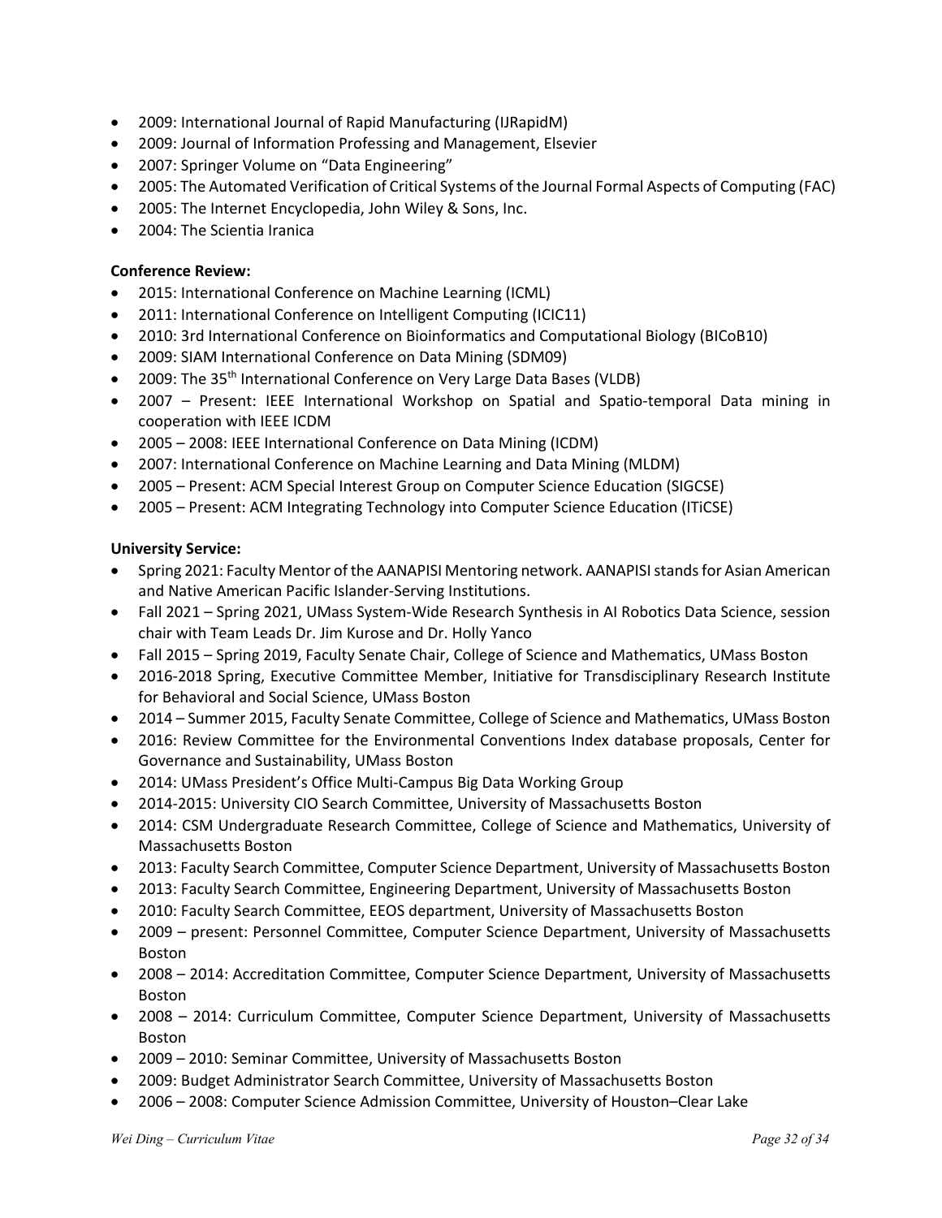- 2009: International Journal of Rapid Manufacturing (IJRapidM)
- 2009: Journal of Information Professing and Management, Elsevier
- 2007: Springer Volume on "Data Engineering"
- 2005: The Automated Verification of Critical Systems of the Journal Formal Aspects of Computing (FAC)
- 2005: The Internet Encyclopedia, John Wiley & Sons, Inc.
- 2004: The Scientia Iranica

**Conference Review:**

- 2015: International Conference on Machine Learning (ICML)
- 2011: International Conference on Intelligent Computing (ICIC11)
- 2010: 3rd International Conference on Bioinformatics and Computational Biology (BICoB10)
- 2009: SIAM International Conference on Data Mining (SDM09)
- 2009: The 35th International Conference on Very Large Data Bases (VLDB)
- 2007 – Present: IEEE International Workshop on Spatial and Spatio-temporal Data mining in cooperation with IEEE ICDM
- 2005 – 2008: IEEE International Conference on Data Mining (ICDM)
- 2007: International Conference on Machine Learning and Data Mining (MLDM)
- 2005 – Present: ACM Special Interest Group on Computer Science Education (SIGCSE)
- 2005 – Present: ACM Integrating Technology into Computer Science Education (ITiCSE)

**University Service:**

- Spring 2021: Faculty Mentor of the AANAPISI Mentoring network. AANAPISI stands for Asian American and Native American Pacific Islander-Serving Institutions.
- Fall 2021 – Spring 2021, UMass System-Wide Research Synthesis in AI Robotics Data Science, session chair with Team Leads Dr. Jim Kurose and Dr. Holly Yanco
- Fall 2015 – Spring 2019, Faculty Senate Chair, College of Science and Mathematics, UMass Boston
- 2016-2018 Spring, Executive Committee Member, Initiative for Transdisciplinary Research Institute for Behavioral and Social Science, UMass Boston
- 2014 – Summer 2015, Faculty Senate Committee, College of Science and Mathematics, UMass Boston
- 2016: Review Committee for the Environmental Conventions Index database proposals, Center for Governance and Sustainability, UMass Boston
- 2014: UMass President's Office Multi-Campus Big Data Working Group
- 2014-2015: University CIO Search Committee, University of Massachusetts Boston
- 2014: CSM Undergraduate Research Committee, College of Science and Mathematics, University of Massachusetts Boston
- 2013: Faculty Search Committee, Computer Science Department, University of Massachusetts Boston
- 2013: Faculty Search Committee, Engineering Department, University of Massachusetts Boston
- 2010: Faculty Search Committee, EEOS department, University of Massachusetts Boston
- 2009 – present: Personnel Committee, Computer Science Department, University of Massachusetts Boston
- 2008 – 2014: Accreditation Committee, Computer Science Department, University of Massachusetts Boston
- 2008 – 2014: Curriculum Committee, Computer Science Department, University of Massachusetts Boston
- 2009 – 2010: Seminar Committee, University of Massachusetts Boston
- 2009: Budget Administrator Search Committee, University of Massachusetts Boston
- 2006 – 2008: Computer Science Admission Committee, University of Houston–Clear Lake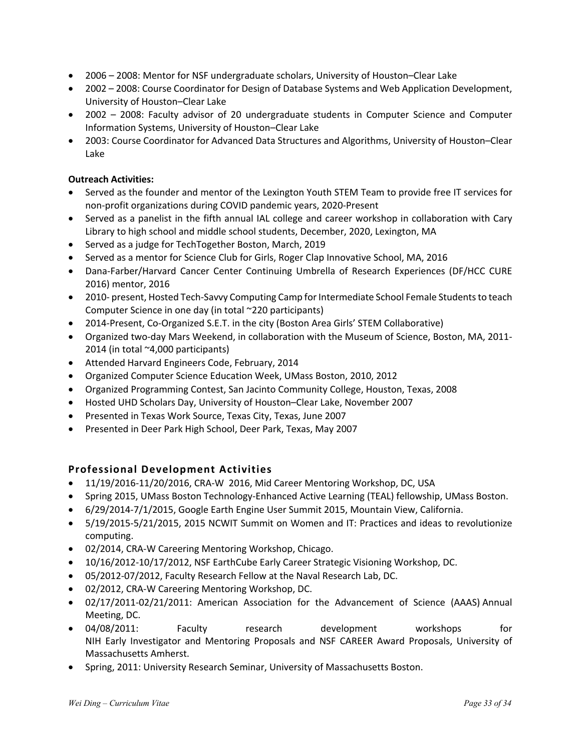- 2006 – 2008: Mentor for NSF undergraduate scholars, University of Houston–Clear Lake
- 2002 – 2008: Course Coordinator for Design of Database Systems and Web Application Development, University of Houston–Clear Lake
- 2002 – 2008: Faculty advisor of 20 undergraduate students in Computer Science and Computer Information Systems, University of Houston–Clear Lake
- 2003: Course Coordinator for Advanced Data Structures and Algorithms, University of Houston–Clear Lake

**Outreach Activities:**

- Served as the founder and mentor of the Lexington Youth STEM Team to provide free IT services for non-profit organizations during COVID pandemic years, 2020-Present
- Served as a panelist in the fifth annual IAL college and career workshop in collaboration with Cary Library to high school and middle school students, December, 2020, Lexington, MA
- Served as a judge for TechTogether Boston, March, 2019
- Served as a mentor for Science Club for Girls, Roger Clap Innovative School, MA, 2016
- Dana-Farber/Harvard Cancer Center Continuing Umbrella of Research Experiences (DF/HCC CURE 2016) mentor, 2016
- 2010- present, Hosted Tech-Savvy Computing Camp for Intermediate School Female Students to teach Computer Science in one day (in total ~220 participants)
- 2014-Present, Co-Organized S.E.T. in the city (Boston Area Girls' STEM Collaborative)
- Organized two-day Mars Weekend, in collaboration with the Museum of Science, Boston, MA, 2011-2014 (in total ~4,000 participants)
- Attended Harvard Engineers Code, February, 2014
- Organized Computer Science Education Week, UMass Boston, 2010, 2012
- Organized Programming Contest, San Jacinto Community College, Houston, Texas, 2008
- Hosted UHD Scholars Day, University of Houston–Clear Lake, November 2007
- Presented in Texas Work Source, Texas City, Texas, June 2007
- Presented in Deer Park High School, Deer Park, Texas, May 2007

## Professional Development Activities

- 11/19/2016-11/20/2016, CRA-W 2016, Mid Career Mentoring Workshop, DC, USA
- Spring 2015, UMass Boston Technology-Enhanced Active Learning (TEAL) fellowship, UMass Boston.
- 6/29/2014-7/1/2015, Google Earth Engine User Summit 2015, Mountain View, California.
- 5/19/2015-5/21/2015, 2015 NCWIT Summit on Women and IT: Practices and ideas to revolutionize computing.
- 02/2014, CRA-W Careering Mentoring Workshop, Chicago.
- 10/16/2012-10/17/2012, NSF EarthCube Early Career Strategic Visioning Workshop, DC.
- 05/2012-07/2012, Faculty Research Fellow at the Naval Research Lab, DC.
- 02/2012, CRA-W Careering Mentoring Workshop, DC.
- 02/17/2011-02/21/2011: American Association for the Advancement of Science (AAAS) Annual Meeting, DC.
- 04/08/2011: Faculty research development workshops for NIH Early Investigator and Mentoring Proposals and NSF CAREER Award Proposals, University of Massachusetts Amherst.
- Spring, 2011: University Research Seminar, University of Massachusetts Boston.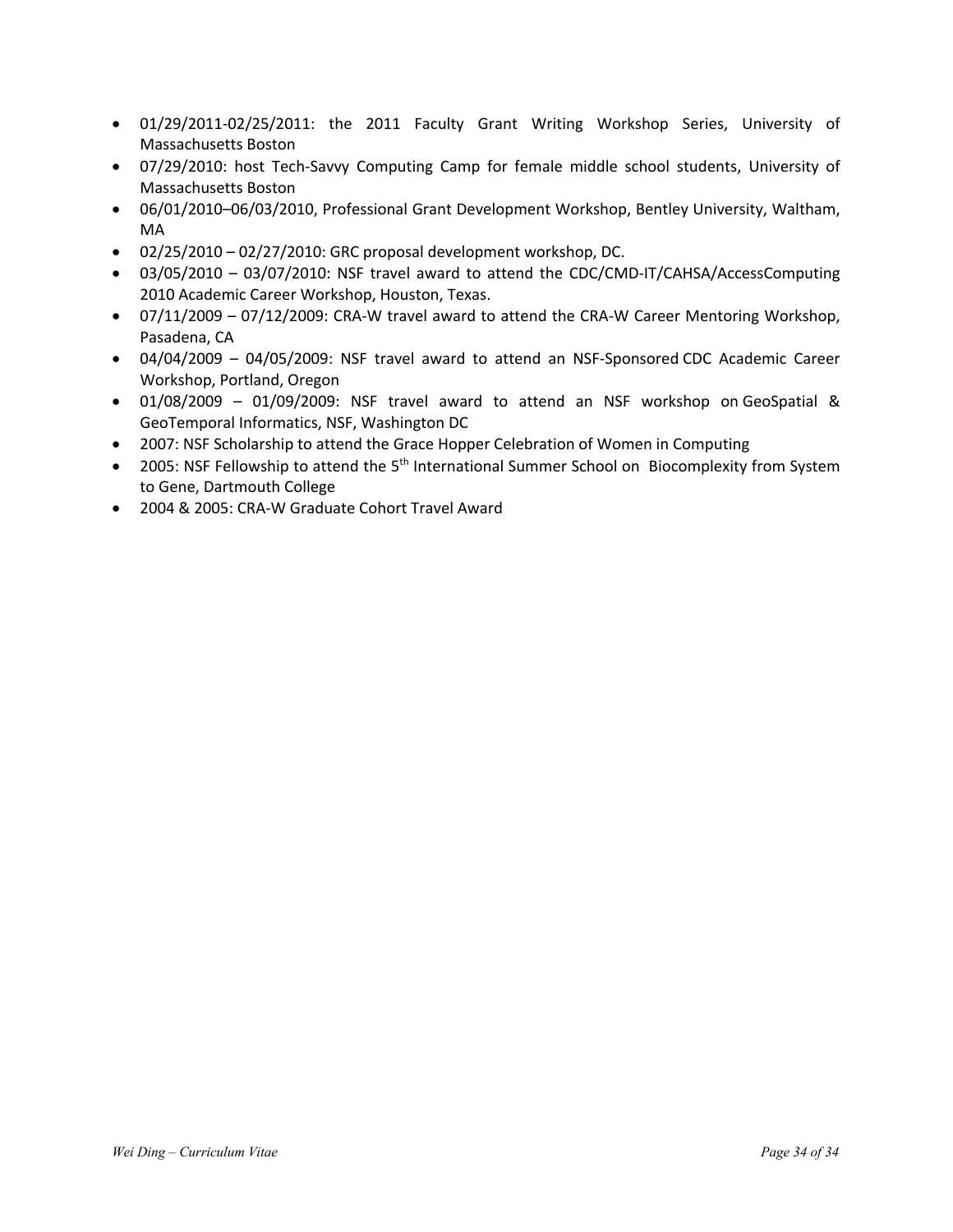- 01/29/2011-02/25/2011: the 2011 Faculty Grant Writing Workshop Series, University of Massachusetts Boston
- 07/29/2010: host Tech-Savvy Computing Camp for female middle school students, University of Massachusetts Boston
- 06/01/2010–06/03/2010, Professional Grant Development Workshop, Bentley University, Waltham, MA
- 02/25/2010 – 02/27/2010: GRC proposal development workshop, DC.
- 03/05/2010 – 03/07/2010: NSF travel award to attend the CDC/CMD-IT/CAHSA/AccessComputing 2010 Academic Career Workshop, Houston, Texas.
- 07/11/2009 – 07/12/2009: CRA-W travel award to attend the CRA-W Career Mentoring Workshop, Pasadena, CA
- 04/04/2009 – 04/05/2009: NSF travel award to attend an NSF-Sponsored CDC Academic Career Workshop, Portland, Oregon
- 01/08/2009 – 01/09/2009: NSF travel award to attend an NSF workshop on GeoSpatial & GeoTemporal Informatics, NSF, Washington DC
- 2007: NSF Scholarship to attend the Grace Hopper Celebration of Women in Computing
- 2005: NSF Fellowship to attend the 5th International Summer School on Biocomplexity from System to Gene, Dartmouth College
- 2004 & 2005: CRA-W Graduate Cohort Travel Award